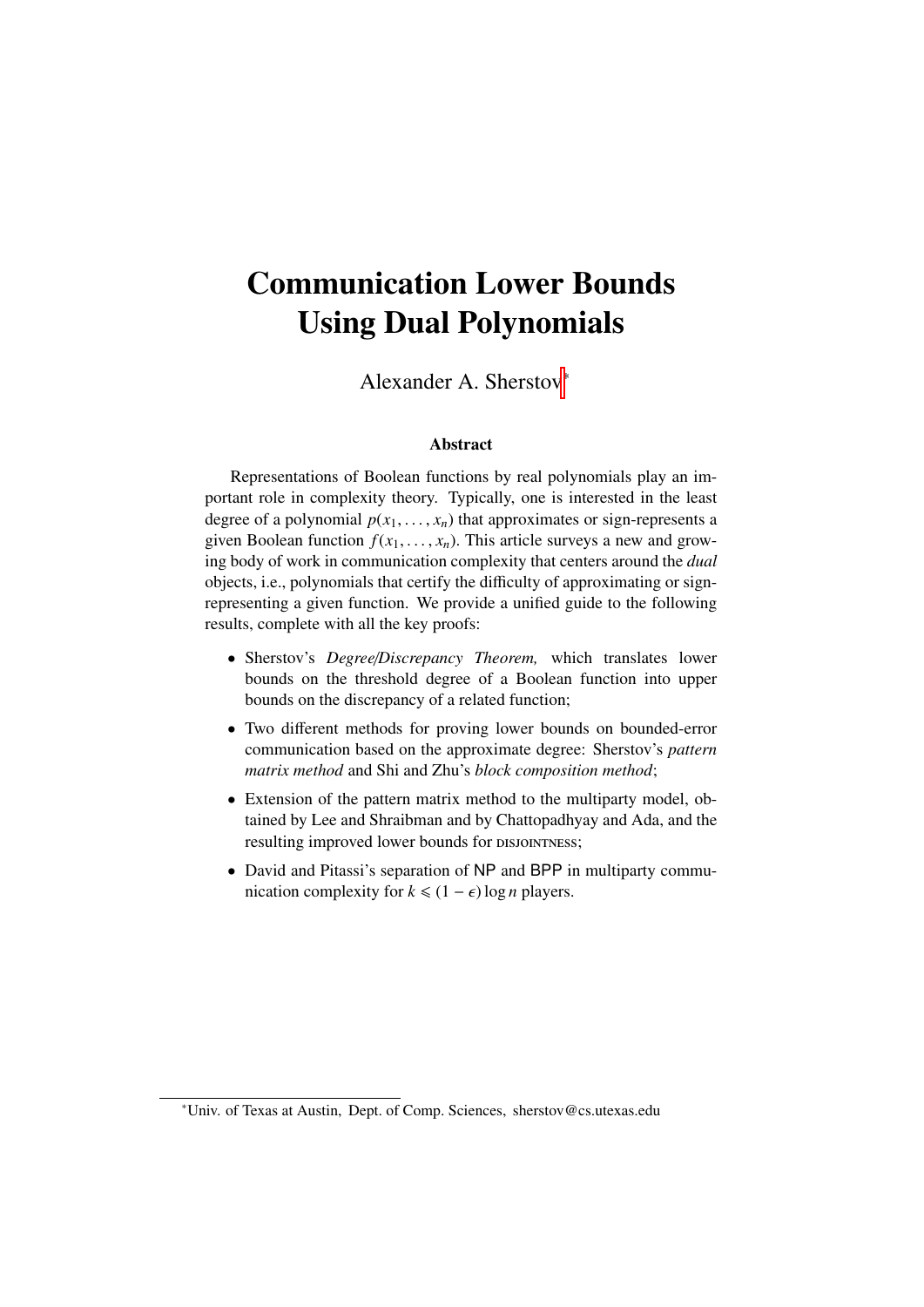# Communication Lower Bounds Using Dual Polynomials

Alexander A. Sherstov[*]

### Abstract

Representations of Boolean functions by real polynomials play an important role in complexity theory. Typically, one is interested in the least degree of a polynomial $p(x_1, \ldots, x_n)$ that approximates or sign-represents a given Boolean function $f(x_1, \ldots, x_n)$. This article surveys a new and growing body of work in communication complexity that centers around the *dual* objects, i.e., polynomials that certify the difficulty of approximating or sign-representing a given function. We provide a unified guide to the following results, complete with all the key proofs:

- Sherstov's *Degree/Discrepancy Theorem,* which translates lower bounds on the threshold degree of a Boolean function into upper bounds on the discrepancy of a related function;
- Two different methods for proving lower bounds on bounded-error communication based on the approximate degree: Sherstov's *pattern matrix method* and Shi and Zhu's *block composition method*;
- Extension of the pattern matrix method to the multiparty model, obtained by Lee and Shraibman and by Chattopadhyay and Ada, and the resulting improved lower bounds for DISJOINTNESS;
- David and Pitassi's separation of NP and BPP in multiparty communication complexity for $k \leqslant (1 - \epsilon) \log n$ players.

[*]Univ. of Texas at Austin, Dept. of Comp. Sciences, sherstov@cs.utexas.edu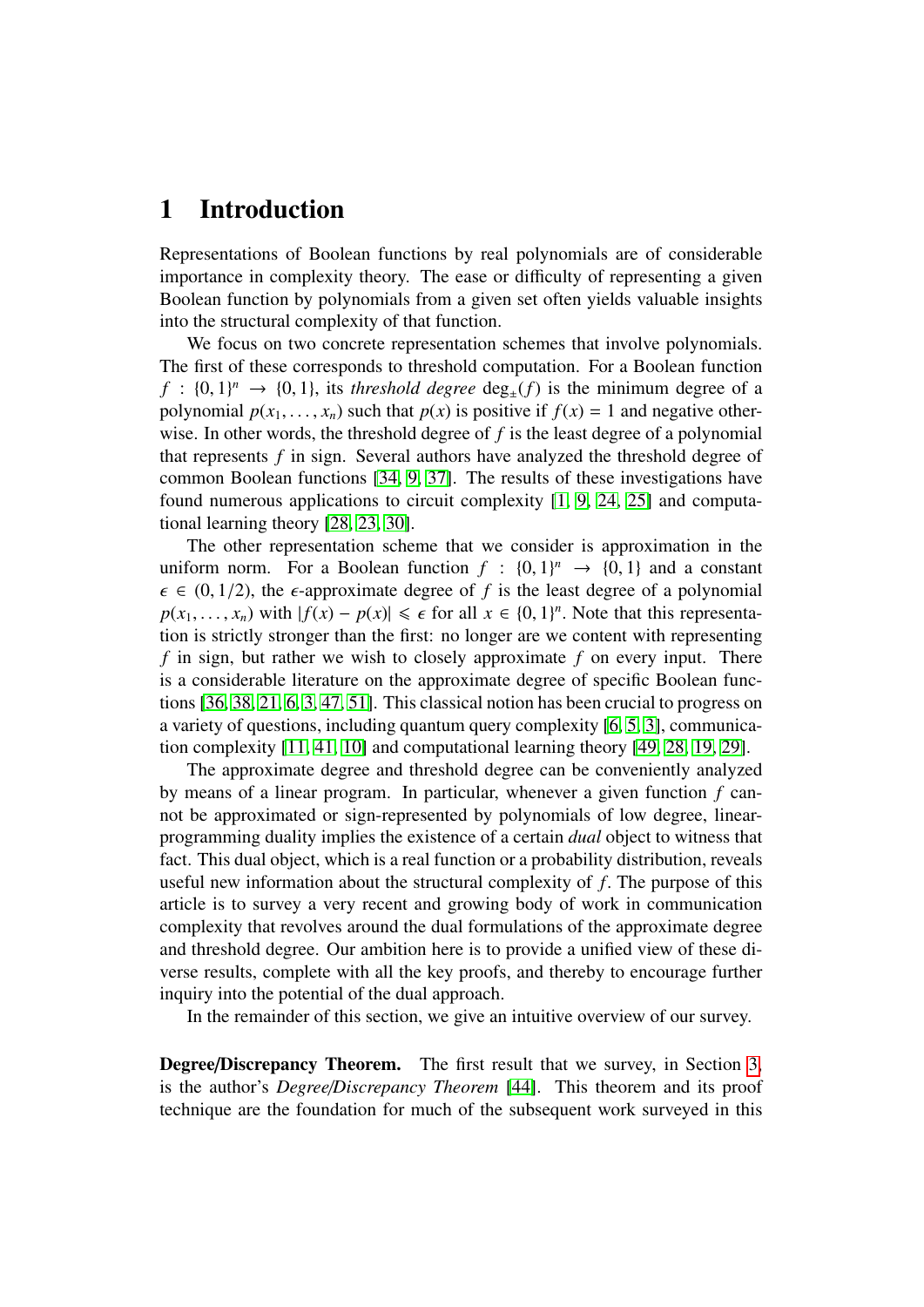# 1 Introduction

Representations of Boolean functions by real polynomials are of considerable importance in complexity theory. The ease or difficulty of representing a given Boolean function by polynomials from a given set often yields valuable insights into the structural complexity of that function.

We focus on two concrete representation schemes that involve polynomials. The first of these corresponds to threshold computation. For a Boolean function $f : \{0,1\}^n \to \{0,1\}$, its *threshold degree* $\deg_\pm(f)$ is the minimum degree of a polynomial $p(x_1,\dots,x_n)$ such that $p(x)$ is positive if $f(x) = 1$ and negative otherwise. In other words, the threshold degree of $f$ is the least degree of a polynomial that represents $f$ in sign. Several authors have analyzed the threshold degree of common Boolean functions [34, 9, 37]. The results of these investigations have found numerous applications to circuit complexity [1, 9, 24, 25] and computational learning theory [28, 23, 30].

The other representation scheme that we consider is approximation in the uniform norm. For a Boolean function $f : \{0,1\}^n \to \{0,1\}$ and a constant $\epsilon \in (0, 1/2)$, the $\epsilon$-approximate degree of $f$ is the least degree of a polynomial $p(x_1,\dots,x_n)$ with $|f(x) - p(x)| \leqslant \epsilon$ for all $x \in \{0,1\}^n$. Note that this representation is strictly stronger than the first: no longer are we content with representing $f$ in sign, but rather we wish to closely approximate $f$ on every input. There is a considerable literature on the approximate degree of specific Boolean functions [36, 38, 21, 6, 3, 47, 51]. This classical notion has been crucial to progress on a variety of questions, including quantum query complexity [6, 5, 3], communication complexity [11, 41, 10] and computational learning theory [49, 28, 19, 29].

The approximate degree and threshold degree can be conveniently analyzed by means of a linear program. In particular, whenever a given function $f$ cannot be approximated or sign-represented by polynomials of low degree, linear-programming duality implies the existence of a certain *dual* object to witness that fact. This dual object, which is a real function or a probability distribution, reveals useful new information about the structural complexity of $f$. The purpose of this article is to survey a very recent and growing body of work in communication complexity that revolves around the dual formulations of the approximate degree and threshold degree. Our ambition here is to provide a unified view of these diverse results, complete with all the key proofs, and thereby to encourage further inquiry into the potential of the dual approach.

In the remainder of this section, we give an intuitive overview of our survey.

**Degree/Discrepancy Theorem.** The first result that we survey, in Section 3, is the author's *Degree/Discrepancy Theorem* [44]. This theorem and its proof technique are the foundation for much of the subsequent work surveyed in this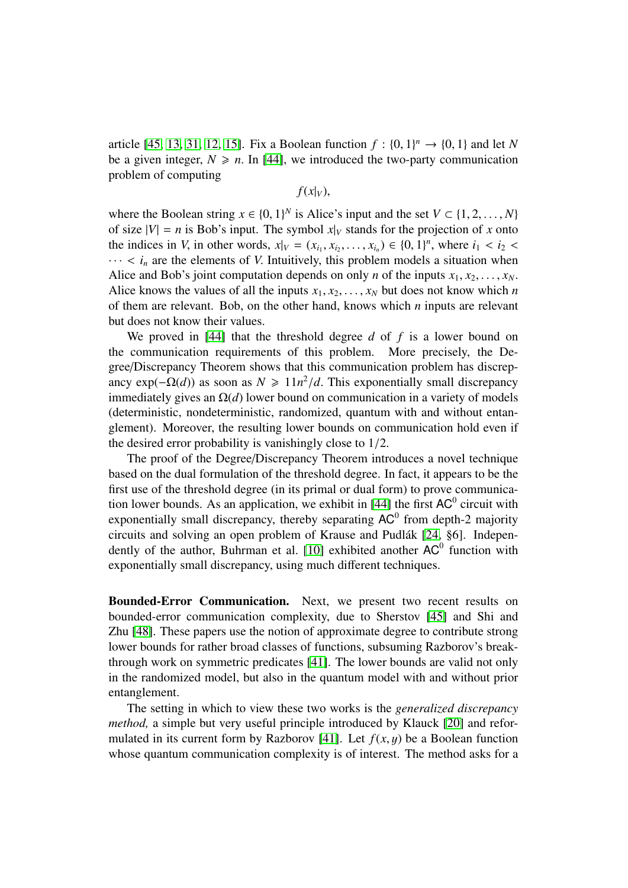article [45, 13, 31, 12, 15]. Fix a Boolean function $f : \{0,1\}^n \to \{0,1\}$ and let $N$ be a given integer, $N \geqslant n$. In [44], we introduced the two-party communication problem of computing

$$f(x|_V),$$

where the Boolean string $x \in \{0,1\}^N$ is Alice's input and the set $V \subset \{1, 2, \ldots, N\}$ of size $|V| = n$ is Bob's input. The symbol $x|_V$ stands for the projection of $x$ onto the indices in $V$, in other words, $x|_V = (x_{i_1}, x_{i_2}, \ldots, x_{i_n}) \in \{0,1\}^n$, where $i_1 < i_2 < \cdots < i_n$ are the elements of $V$. Intuitively, this problem models a situation when Alice and Bob's joint computation depends on only $n$ of the inputs $x_1, x_2, \ldots, x_N$. Alice knows the values of all the inputs $x_1, x_2, \ldots, x_N$ but does not know which $n$ of them are relevant. Bob, on the other hand, knows which $n$ inputs are relevant but does not know their values.

We proved in [44] that the threshold degree $d$ of $f$ is a lower bound on the communication requirements of this problem. More precisely, the Degree/Discrepancy Theorem shows that this communication problem has discrepancy $\exp(-\Omega(d))$ as soon as $N \geqslant 11n^2/d$. This exponentially small discrepancy immediately gives an $\Omega(d)$ lower bound on communication in a variety of models (deterministic, nondeterministic, randomized, quantum with and without entanglement). Moreover, the resulting lower bounds on communication hold even if the desired error probability is vanishingly close to $1/2$.

The proof of the Degree/Discrepancy Theorem introduces a novel technique based on the dual formulation of the threshold degree. In fact, it appears to be the first use of the threshold degree (in its primal or dual form) to prove communication lower bounds. As an application, we exhibit in [44] the first $\mathsf{AC}^0$ circuit with exponentially small discrepancy, thereby separating $\mathsf{AC}^0$ from depth-2 majority circuits and solving an open problem of Krause and Pudlák [24, §6]. Independently of the author, Buhrman et al. [10] exhibited another $\mathsf{AC}^0$ function with exponentially small discrepancy, using much different techniques.

**Bounded-Error Communication.** Next, we present two recent results on bounded-error communication complexity, due to Sherstov [45] and Shi and Zhu [48]. These papers use the notion of approximate degree to contribute strong lower bounds for rather broad classes of functions, subsuming Razborov's breakthrough work on symmetric predicates [41]. The lower bounds are valid not only in the randomized model, but also in the quantum model with and without prior entanglement.

The setting in which to view these two works is the *generalized discrepancy method,* a simple but very useful principle introduced by Klauck [20] and reformulated in its current form by Razborov [41]. Let $f(x,y)$ be a Boolean function whose quantum communication complexity is of interest. The method asks for a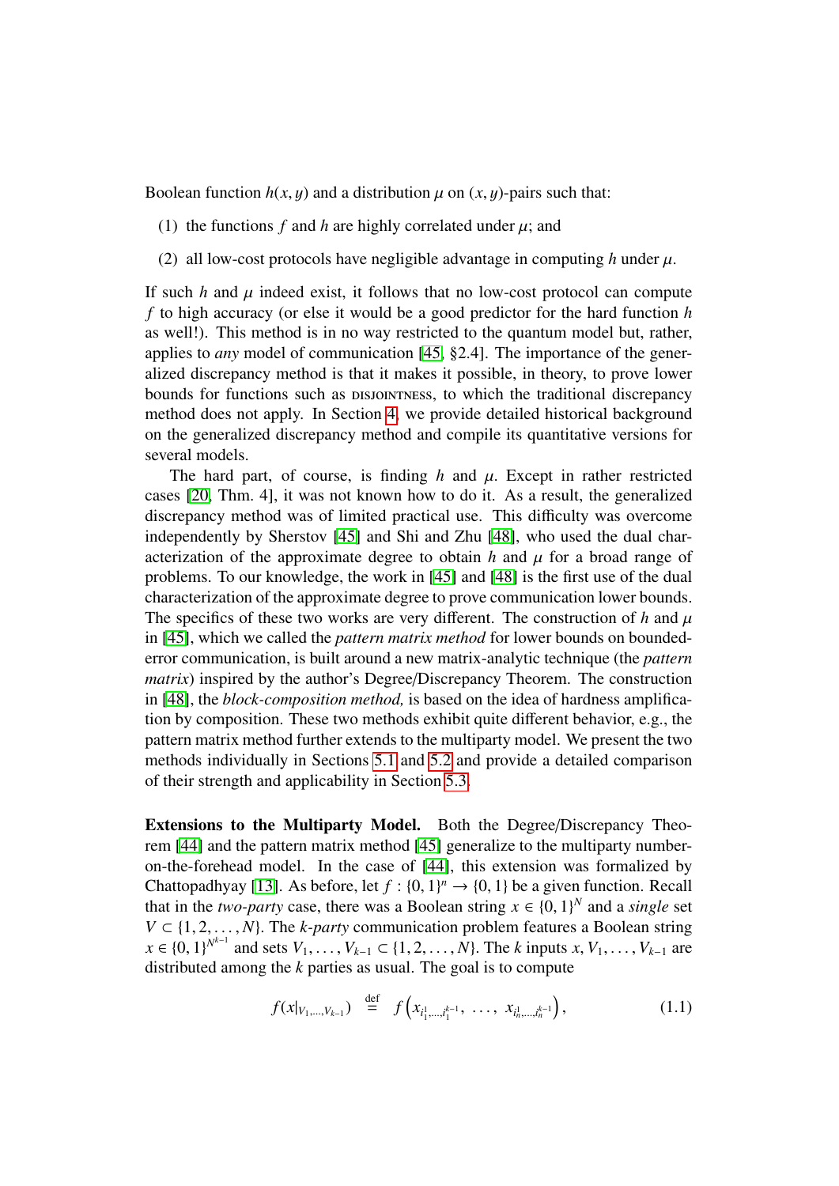Boolean function $h(x, y)$ and a distribution $\mu$ on $(x, y)$-pairs such that:

(1) the functions $f$ and $h$ are highly correlated under $\mu$; and

(2) all low-cost protocols have negligible advantage in computing $h$ under $\mu$.

If such $h$ and $\mu$ indeed exist, it follows that no low-cost protocol can compute $f$ to high accuracy (or else it would be a good predictor for the hard function $h$ as well!). This method is in no way restricted to the quantum model but, rather, applies to *any* model of communication [45, §2.4]. The importance of the generalized discrepancy method is that it makes it possible, in theory, to prove lower bounds for functions such as DISJOINTNESS, to which the traditional discrepancy method does not apply. In Section 4, we provide detailed historical background on the generalized discrepancy method and compile its quantitative versions for several models.

The hard part, of course, is finding $h$ and $\mu$. Except in rather restricted cases [20, Thm. 4], it was not known how to do it. As a result, the generalized discrepancy method was of limited practical use. This difficulty was overcome independently by Sherstov [45] and Shi and Zhu [48], who used the dual characterization of the approximate degree to obtain $h$ and $\mu$ for a broad range of problems. To our knowledge, the work in [45] and [48] is the first use of the dual characterization of the approximate degree to prove communication lower bounds. The specifics of these two works are very different. The construction of $h$ and $\mu$ in [45], which we called the *pattern matrix method* for lower bounds on bounded-error communication, is built around a new matrix-analytic technique (the *pattern matrix*) inspired by the author's Degree/Discrepancy Theorem. The construction in [48], the *block-composition method,* is based on the idea of hardness amplification by composition. These two methods exhibit quite different behavior, e.g., the pattern matrix method further extends to the multiparty model. We present the two methods individually in Sections 5.1 and 5.2 and provide a detailed comparison of their strength and applicability in Section 5.3.

**Extensions to the Multiparty Model.** Both the Degree/Discrepancy Theorem [44] and the pattern matrix method [45] generalize to the multiparty number-on-the-forehead model. In the case of [44], this extension was formalized by Chattopadhyay [13]. As before, let $f : \{0, 1\}^n \to \{0, 1\}$ be a given function. Recall that in the *two-party* case, there was a Boolean string $x \in \{0, 1\}^N$ and a *single* set $V \subset \{1, 2, \ldots, N\}$. The *k-party* communication problem features a Boolean string $x \in \{0, 1\}^{N^{k-1}}$ and sets $V_1, \ldots, V_{k-1} \subset \{1, 2, \ldots, N\}$. The $k$ inputs $x, V_1, \ldots, V_{k-1}$ are distributed among the $k$ parties as usual. The goal is to compute

$$f(x|_{V_1,\ldots,V_{k-1}}) \overset{\text{def}}{=} f\left(x_{i_1^1,\ldots,i_1^{k-1}}, \ \ldots, \ x_{i_n^1,\ldots,i_n^{k-1}}\right), \tag{1.1}$$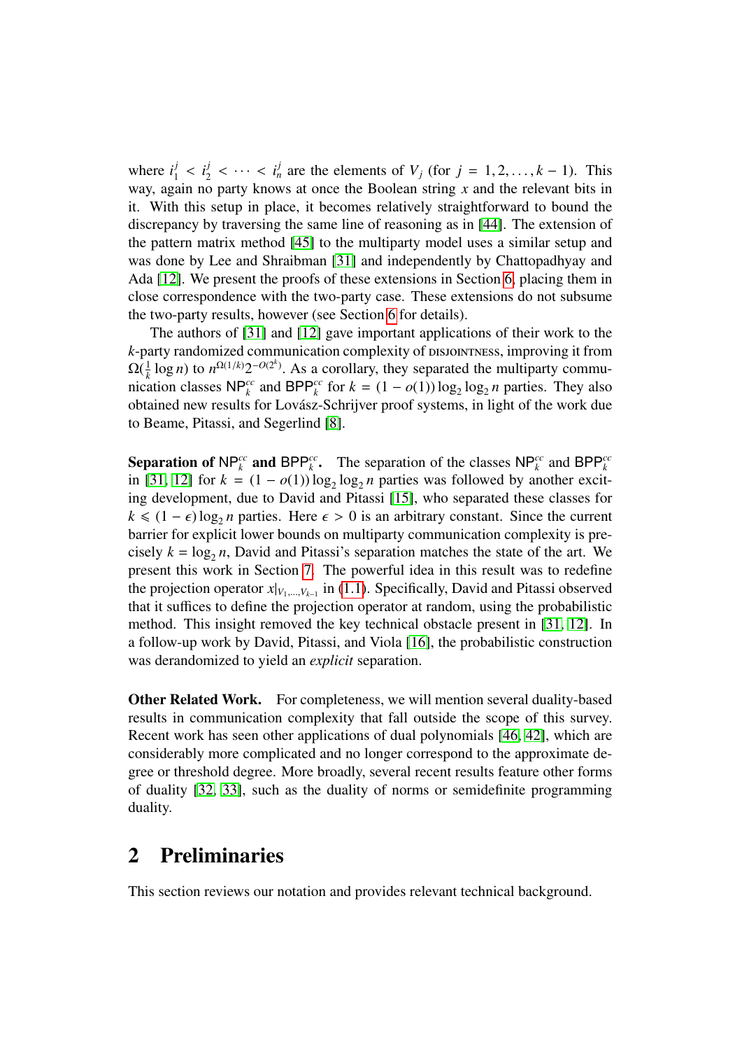where $i_1^j < i_2^j < \cdots < i_n^j$ are the elements of $V_j$ (for $j = 1, 2, \ldots, k-1$). This way, again no party knows at once the Boolean string $x$ and the relevant bits in it. With this setup in place, it becomes relatively straightforward to bound the discrepancy by traversing the same line of reasoning as in [44]. The extension of the pattern matrix method [45] to the multiparty model uses a similar setup and was done by Lee and Shraibman [31] and independently by Chattopadhyay and Ada [12]. We present the proofs of these extensions in Section 6, placing them in close correspondence with the two-party case. These extensions do not subsume the two-party results, however (see Section 6 for details).

The authors of [31] and [12] gave important applications of their work to the $k$-party randomized communication complexity of DISJOINTNESS, improving it from $\Omega(\frac{1}{k}\log n)$ to $n^{\Omega(1/k)}2^{-O(2^k)}$. As a corollary, they separated the multiparty communication classes $\mathsf{NP}_k^{cc}$ and $\mathsf{BPP}_k^{cc}$ for $k = (1 - o(1))\log_2 \log_2 n$ parties. They also obtained new results for Lovász-Schrijver proof systems, in light of the work due to Beame, Pitassi, and Segerlind [8].

**Separation of $\mathsf{NP}_k^{cc}$ and $\mathsf{BPP}_k^{cc}$.** The separation of the classes $\mathsf{NP}_k^{cc}$ and $\mathsf{BPP}_k^{cc}$ in [31, 12] for $k = (1 - o(1))\log_2 \log_2 n$ parties was followed by another exciting development, due to David and Pitassi [15], who separated these classes for $k \leqslant (1 - \epsilon)\log_2 n$ parties. Here $\epsilon > 0$ is an arbitrary constant. Since the current barrier for explicit lower bounds on multiparty communication complexity is precisely $k = \log_2 n$, David and Pitassi's separation matches the state of the art. We present this work in Section 7. The powerful idea in this result was to redefine the projection operator $x|_{V_1,\ldots,V_{k-1}}$ in (1.1). Specifically, David and Pitassi observed that it suffices to define the projection operator at random, using the probabilistic method. This insight removed the key technical obstacle present in [31, 12]. In a follow-up work by David, Pitassi, and Viola [16], the probabilistic construction was derandomized to yield an *explicit* separation.

**Other Related Work.** For completeness, we will mention several duality-based results in communication complexity that fall outside the scope of this survey. Recent work has seen other applications of dual polynomials [46, 42], which are considerably more complicated and no longer correspond to the approximate degree or threshold degree. More broadly, several recent results feature other forms of duality [32, 33], such as the duality of norms or semidefinite programming duality.

## 2 Preliminaries

This section reviews our notation and provides relevant technical background.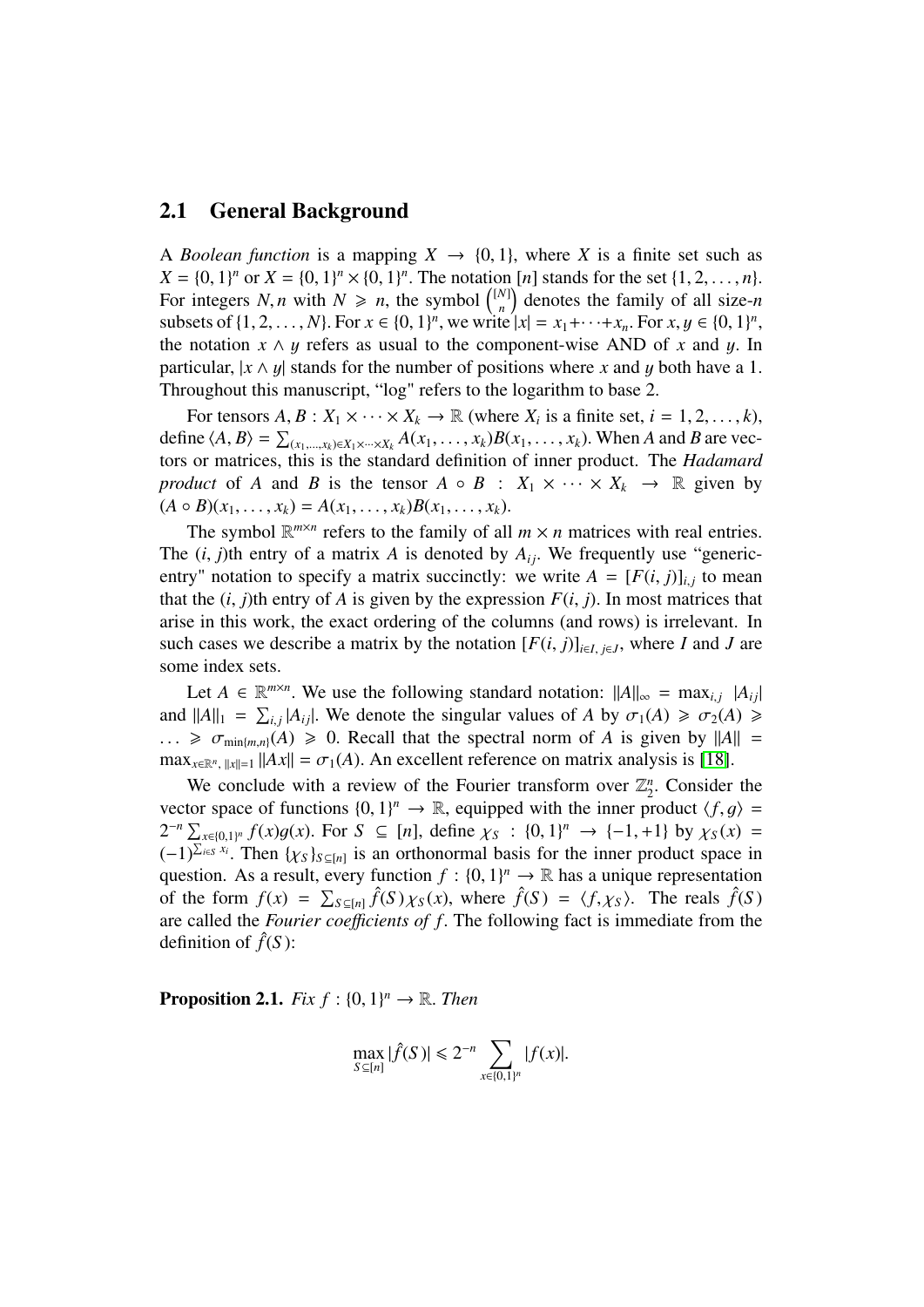## 2.1 General Background

A *Boolean function* is a mapping $X \to \{0,1\}$, where $X$ is a finite set such as $X = \{0,1\}^n$ or $X = \{0,1\}^n \times \{0,1\}^n$. The notation $[n]$ stands for the set $\{1,2,\ldots,n\}$. For integers $N, n$ with $N \geqslant n$, the symbol $\binom{[N]}{n}$ denotes the family of all size-$n$ subsets of $\{1,2,\ldots,N\}$. For $x \in \{0,1\}^n$, we write $|x| = x_1 + \cdots + x_n$. For $x, y \in \{0,1\}^n$, the notation $x \wedge y$ refers as usual to the component-wise AND of $x$ and $y$. In particular, $|x \wedge y|$ stands for the number of positions where $x$ and $y$ both have a 1. Throughout this manuscript, "log" refers to the logarithm to base 2.

For tensors $A, B : X_1 \times \cdots \times X_k \to \mathbb{R}$ (where $X_i$ is a finite set, $i = 1,2,\ldots,k$), define $\langle A, B\rangle = \sum_{(x_1,\ldots,x_k)\in X_1\times\cdots\times X_k} A(x_1,\ldots,x_k)B(x_1,\ldots,x_k)$. When $A$ and $B$ are vectors or matrices, this is the standard definition of inner product. The *Hadamard product* of $A$ and $B$ is the tensor $A \circ B : X_1 \times \cdots \times X_k \to \mathbb{R}$ given by $(A \circ B)(x_1,\ldots,x_k) = A(x_1,\ldots,x_k)B(x_1,\ldots,x_k)$.

The symbol $\mathbb{R}^{m\times n}$ refers to the family of all $m \times n$ matrices with real entries. The $(i,j)$th entry of a matrix $A$ is denoted by $A_{ij}$. We frequently use "generic-entry" notation to specify a matrix succinctly: we write $A = [F(i,j)]_{i,j}$ to mean that the $(i,j)$th entry of $A$ is given by the expression $F(i,j)$. In most matrices that arise in this work, the exact ordering of the columns (and rows) is irrelevant. In such cases we describe a matrix by the notation $[F(i,j)]_{i\in I,\, j\in J}$, where $I$ and $J$ are some index sets.

Let $A \in \mathbb{R}^{m\times n}$. We use the following standard notation: $\|A\|_\infty = \max_{i,j} |A_{ij}|$ and $\|A\|_1 = \sum_{i,j} |A_{ij}|$. We denote the singular values of $A$ by $\sigma_1(A) \geqslant \sigma_2(A) \geqslant \ldots \geqslant \sigma_{\min\{m,n\}}(A) \geqslant 0$. Recall that the spectral norm of $A$ is given by $\|A\| = \max_{x\in\mathbb{R}^n,\, \|x\|=1} \|Ax\| = \sigma_1(A)$. An excellent reference on matrix analysis is [18].

We conclude with a review of the Fourier transform over $\mathbb{Z}_2^n$. Consider the vector space of functions $\{0,1\}^n \to \mathbb{R}$, equipped with the inner product $\langle f, g\rangle = 2^{-n}\sum_{x\in\{0,1\}^n} f(x)g(x)$. For $S \subseteq [n]$, define $\chi_S : \{0,1\}^n \to \{-1,+1\}$ by $\chi_S(x) = (-1)^{\sum_{i\in S} x_i}$. Then $\{\chi_S\}_{S\subseteq[n]}$ is an orthonormal basis for the inner product space in question. As a result, every function $f : \{0,1\}^n \to \mathbb{R}$ has a unique representation of the form $f(x) = \sum_{S\subseteq[n]} \hat{f}(S)\chi_S(x)$, where $\hat{f}(S) = \langle f, \chi_S\rangle$. The reals $\hat{f}(S)$ are called the *Fourier coefficients of $f$*. The following fact is immediate from the definition of $\hat{f}(S)$:

**Proposition 2.1.** *Fix $f : \{0,1\}^n \to \mathbb{R}$. Then*

$$\max_{S\subseteq[n]} |\hat{f}(S)| \leqslant 2^{-n} \sum_{x\in\{0,1\}^n} |f(x)|.$$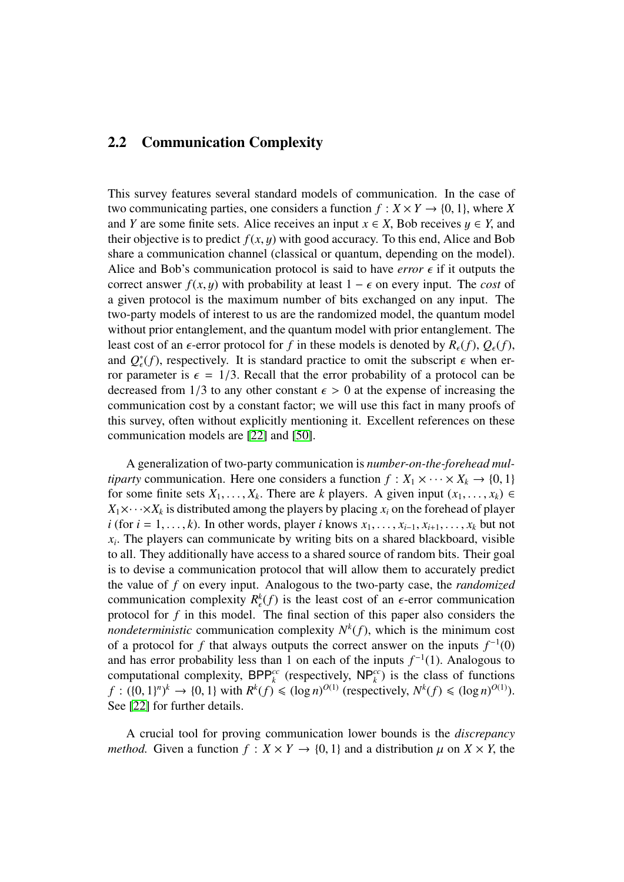## 2.2 Communication Complexity

This survey features several standard models of communication. In the case of two communicating parties, one considers a function $f : X \times Y \to \{0, 1\}$, where $X$ and $Y$ are some finite sets. Alice receives an input $x \in X$, Bob receives $y \in Y$, and their objective is to predict $f(x, y)$ with good accuracy. To this end, Alice and Bob share a communication channel (classical or quantum, depending on the model). Alice and Bob's communication protocol is said to have *error* $\epsilon$ if it outputs the correct answer $f(x, y)$ with probability at least $1 - \epsilon$ on every input. The *cost* of a given protocol is the maximum number of bits exchanged on any input. The two-party models of interest to us are the randomized model, the quantum model without prior entanglement, and the quantum model with prior entanglement. The least cost of an $\epsilon$-error protocol for $f$ in these models is denoted by $R_\epsilon(f)$, $Q_\epsilon(f)$, and $Q^*_\epsilon(f)$, respectively. It is standard practice to omit the subscript $\epsilon$ when error parameter is $\epsilon = 1/3$. Recall that the error probability of a protocol can be decreased from $1/3$ to any other constant $\epsilon > 0$ at the expense of increasing the communication cost by a constant factor; we will use this fact in many proofs of this survey, often without explicitly mentioning it. Excellent references on these communication models are [22] and [50].

A generalization of two-party communication is *number-on-the-forehead multiparty* communication. Here one considers a function $f : X_1 \times \cdots \times X_k \to \{0, 1\}$ for some finite sets $X_1, \ldots, X_k$. There are $k$ players. A given input $(x_1, \ldots, x_k) \in X_1 \times \cdots \times X_k$ is distributed among the players by placing $x_i$ on the forehead of player $i$ (for $i = 1, \ldots, k$). In other words, player $i$ knows $x_1, \ldots, x_{i-1}, x_{i+1}, \ldots, x_k$ but not $x_i$. The players can communicate by writing bits on a shared blackboard, visible to all. They additionally have access to a shared source of random bits. Their goal is to devise a communication protocol that will allow them to accurately predict the value of $f$ on every input. Analogous to the two-party case, the *randomized* communication complexity $R^k_\epsilon(f)$ is the least cost of an $\epsilon$-error communication protocol for $f$ in this model. The final section of this paper also considers the *nondeterministic* communication complexity $N^k(f)$, which is the minimum cost of a protocol for $f$ that always outputs the correct answer on the inputs $f^{-1}(0)$ and has error probability less than 1 on each of the inputs $f^{-1}(1)$. Analogous to computational complexity, $\mathsf{BPP}^{cc}_k$ (respectively, $\mathsf{NP}^{cc}_k$) is the class of functions $f : (\{0, 1\}^n)^k \to \{0, 1\}$ with $R^k(f) \leqslant (\log n)^{O(1)}$ (respectively, $N^k(f) \leqslant (\log n)^{O(1)}$). See [22] for further details.

A crucial tool for proving communication lower bounds is the *discrepancy method.* Given a function $f : X \times Y \to \{0, 1\}$ and a distribution $\mu$ on $X \times Y$, the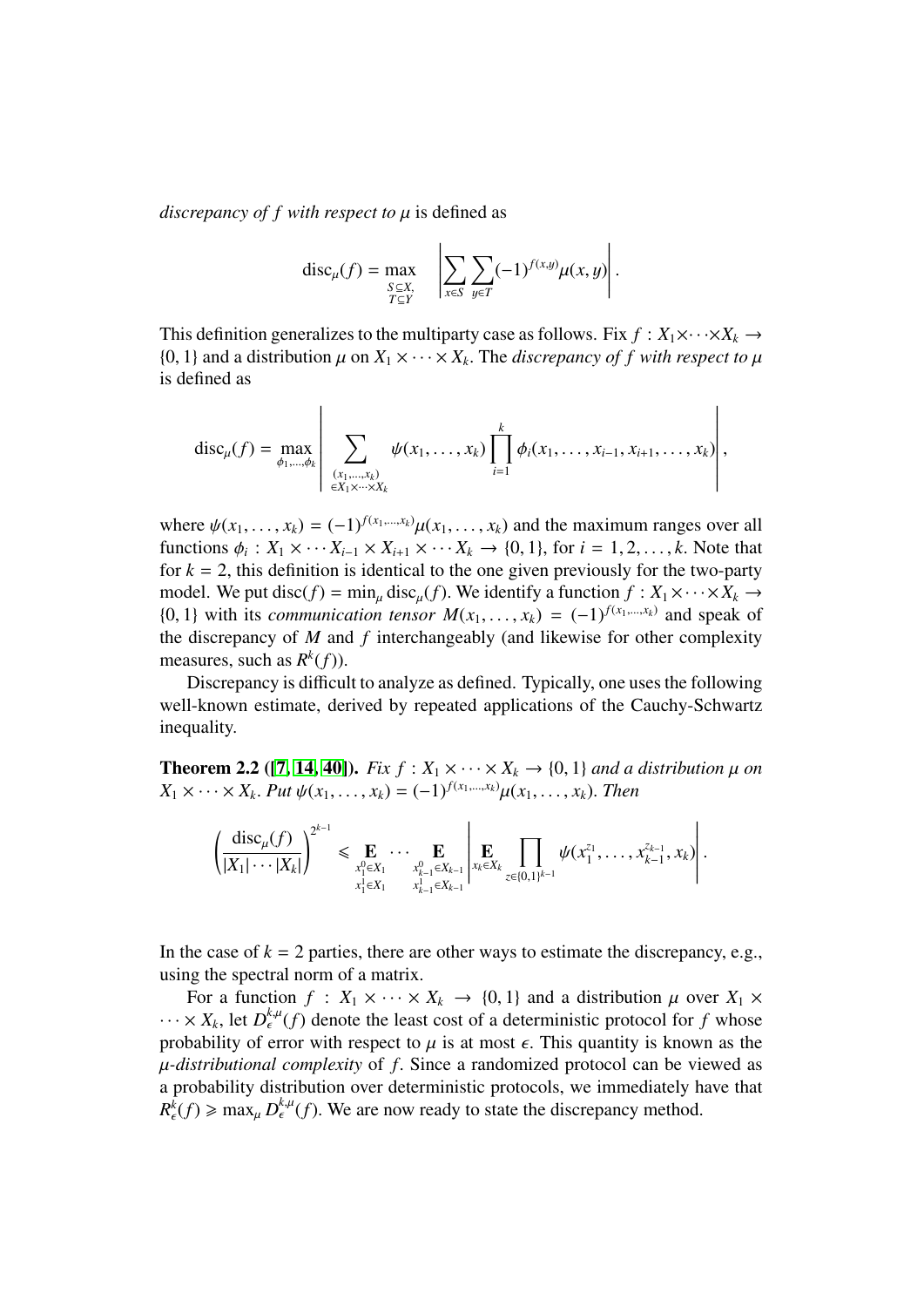*discrepancy of $f$ with respect to $\mu$* is defined as

$$\operatorname{disc}_\mu(f) = \max_{\substack{S \subseteq X,\\ T \subseteq Y}} \left| \sum_{x \in S} \sum_{y \in T} (-1)^{f(x,y)} \mu(x,y) \right|.$$

This definition generalizes to the multiparty case as follows. Fix $f : X_1 \times \cdots \times X_k \to \{0,1\}$ and a distribution $\mu$ on $X_1 \times \cdots \times X_k$. The *discrepancy of $f$ with respect to $\mu$* is defined as

$$\operatorname{disc}_\mu(f) = \max_{\phi_1,\ldots,\phi_k} \left| \sum_{\substack{(x_1,\ldots,x_k)\\ \in X_1 \times \cdots \times X_k}} \psi(x_1,\ldots,x_k) \prod_{i=1}^{k} \phi_i(x_1,\ldots,x_{i-1},x_{i+1},\ldots,x_k) \right|,$$

where $\psi(x_1,\ldots,x_k) = (-1)^{f(x_1,\ldots,x_k)} \mu(x_1,\ldots,x_k)$ and the maximum ranges over all functions $\phi_i : X_1 \times \cdots X_{i-1} \times X_{i+1} \times \cdots X_k \to \{0,1\}$, for $i = 1,2,\ldots,k$. Note that for $k=2$, this definition is identical to the one given previously for the two-party model. We put $\operatorname{disc}(f) = \min_\mu \operatorname{disc}_\mu(f)$. We identify a function $f : X_1 \times \cdots \times X_k \to \{0,1\}$ with its *communication tensor* $M(x_1,\ldots,x_k) = (-1)^{f(x_1,\ldots,x_k)}$ and speak of the discrepancy of $M$ and $f$ interchangeably (and likewise for other complexity measures, such as $R^k(f)$).

Discrepancy is difficult to analyze as defined. Typically, one uses the following well-known estimate, derived by repeated applications of the Cauchy-Schwartz inequality.

**Theorem 2.2 ([7, 14, 40]).** *Fix $f : X_1 \times \cdots \times X_k \to \{0,1\}$ and a distribution $\mu$ on $X_1 \times \cdots \times X_k$. Put $\psi(x_1,\ldots,x_k) = (-1)^{f(x_1,\ldots,x_k)} \mu(x_1,\ldots,x_k)$. Then*

$$\left( \frac{\operatorname{disc}_\mu(f)}{|X_1| \cdots |X_k|} \right)^{2^{k-1}} \leqslant \mathop{\mathbf{E}}_{\substack{x_1^0 \in X_1\\ x_1^1 \in X_1}} \cdots \mathop{\mathbf{E}}_{\substack{x_{k-1}^0 \in X_{k-1}\\ x_{k-1}^1 \in X_{k-1}}} \left| \mathop{\mathbf{E}}_{x_k \in X_k} \prod_{z \in \{0,1\}^{k-1}} \psi(x_1^{z_1},\ldots,x_{k-1}^{z_{k-1}},x_k) \right|.$$

In the case of $k=2$ parties, there are other ways to estimate the discrepancy, e.g., using the spectral norm of a matrix.

For a function $f : X_1 \times \cdots \times X_k \to \{0,1\}$ and a distribution $\mu$ over $X_1 \times \cdots \times X_k$, let $D_\epsilon^{k,\mu}(f)$ denote the least cost of a deterministic protocol for $f$ whose probability of error with respect to $\mu$ is at most $\epsilon$. This quantity is known as the *$\mu$-distributional complexity* of $f$. Since a randomized protocol can be viewed as a probability distribution over deterministic protocols, we immediately have that $R_\epsilon^k(f) \geqslant \max_\mu D_\epsilon^{k,\mu}(f)$. We are now ready to state the discrepancy method.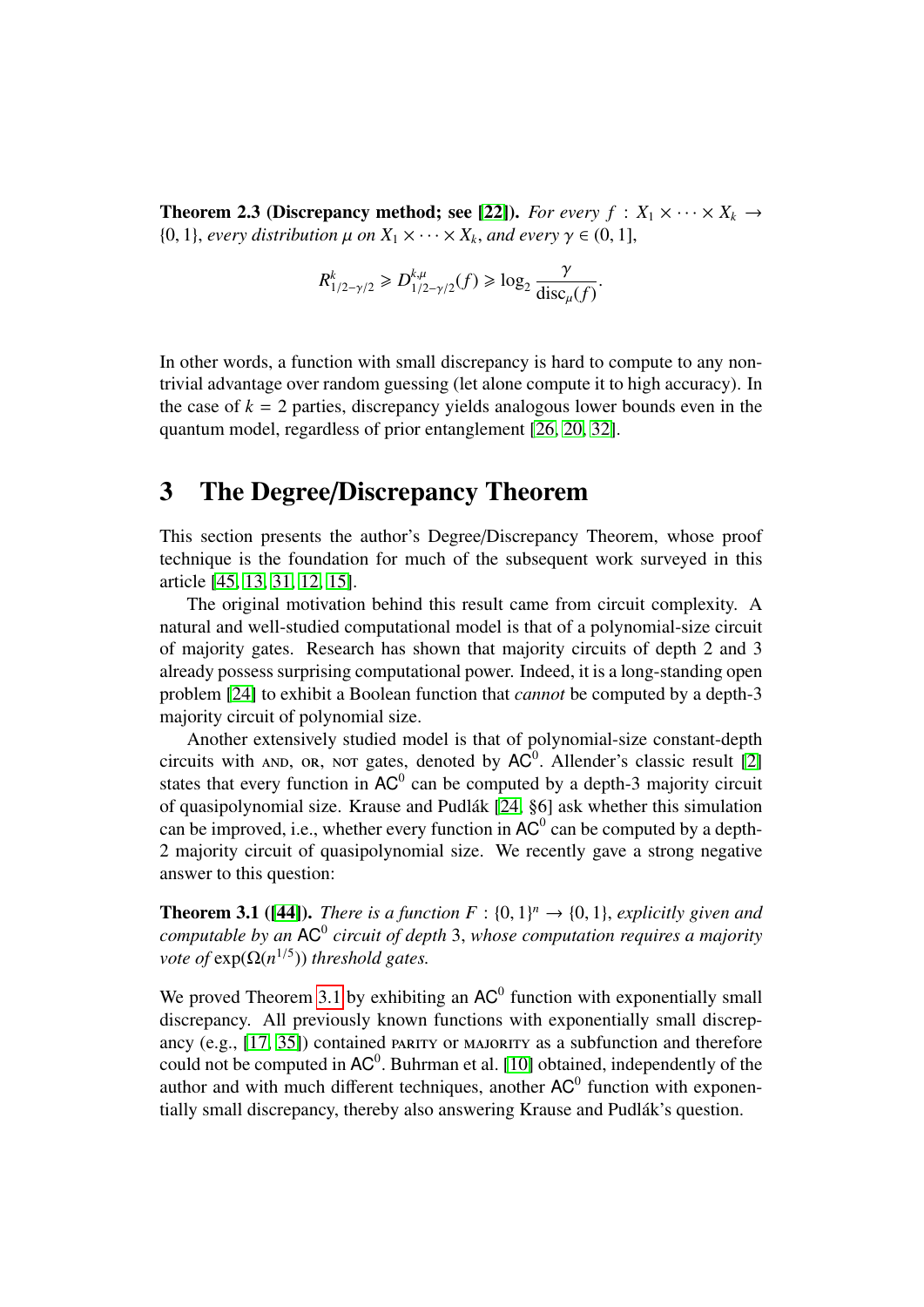**Theorem 2.3 (Discrepancy method; see [22]).** *For every $f : X_1 \times \cdots \times X_k \to \{0,1\}$, every distribution $\mu$ on $X_1 \times \cdots \times X_k$, and every $\gamma \in (0,1]$,*

$$R^k_{1/2-\gamma/2} \geqslant D^{k,\mu}_{1/2-\gamma/2}(f) \geqslant \log_2 \frac{\gamma}{\operatorname{disc}_\mu(f)}.$$

In other words, a function with small discrepancy is hard to compute to any nontrivial advantage over random guessing (let alone compute it to high accuracy). In the case of $k = 2$ parties, discrepancy yields analogous lower bounds even in the quantum model, regardless of prior entanglement [26, 20, 32].

# 3 The Degree/Discrepancy Theorem

This section presents the author's Degree/Discrepancy Theorem, whose proof technique is the foundation for much of the subsequent work surveyed in this article [45, 13, 31, 12, 15].

The original motivation behind this result came from circuit complexity. A natural and well-studied computational model is that of a polynomial-size circuit of majority gates. Research has shown that majority circuits of depth 2 and 3 already possess surprising computational power. Indeed, it is a long-standing open problem [24] to exhibit a Boolean function that *cannot* be computed by a depth-3 majority circuit of polynomial size.

Another extensively studied model is that of polynomial-size constant-depth circuits with AND, OR, NOT gates, denoted by $\mathsf{AC}^0$. Allender's classic result [2] states that every function in $\mathsf{AC}^0$ can be computed by a depth-3 majority circuit of quasipolynomial size. Krause and Pudlák [24, §6] ask whether this simulation can be improved, i.e., whether every function in $\mathsf{AC}^0$ can be computed by a depth-2 majority circuit of quasipolynomial size. We recently gave a strong negative answer to this question:

**Theorem 3.1 ([44]).** *There is a function $F : \{0,1\}^n \to \{0,1\}$, explicitly given and computable by an $\mathsf{AC}^0$ circuit of depth 3, whose computation requires a majority vote of $\exp(\Omega(n^{1/5}))$ threshold gates.*

We proved Theorem 3.1 by exhibiting an $\mathsf{AC}^0$ function with exponentially small discrepancy. All previously known functions with exponentially small discrepancy (e.g., [17, 35]) contained PARITY or MAJORITY as a subfunction and therefore could not be computed in $\mathsf{AC}^0$. Buhrman et al. [10] obtained, independently of the author and with much different techniques, another $\mathsf{AC}^0$ function with exponentially small discrepancy, thereby also answering Krause and Pudlák's question.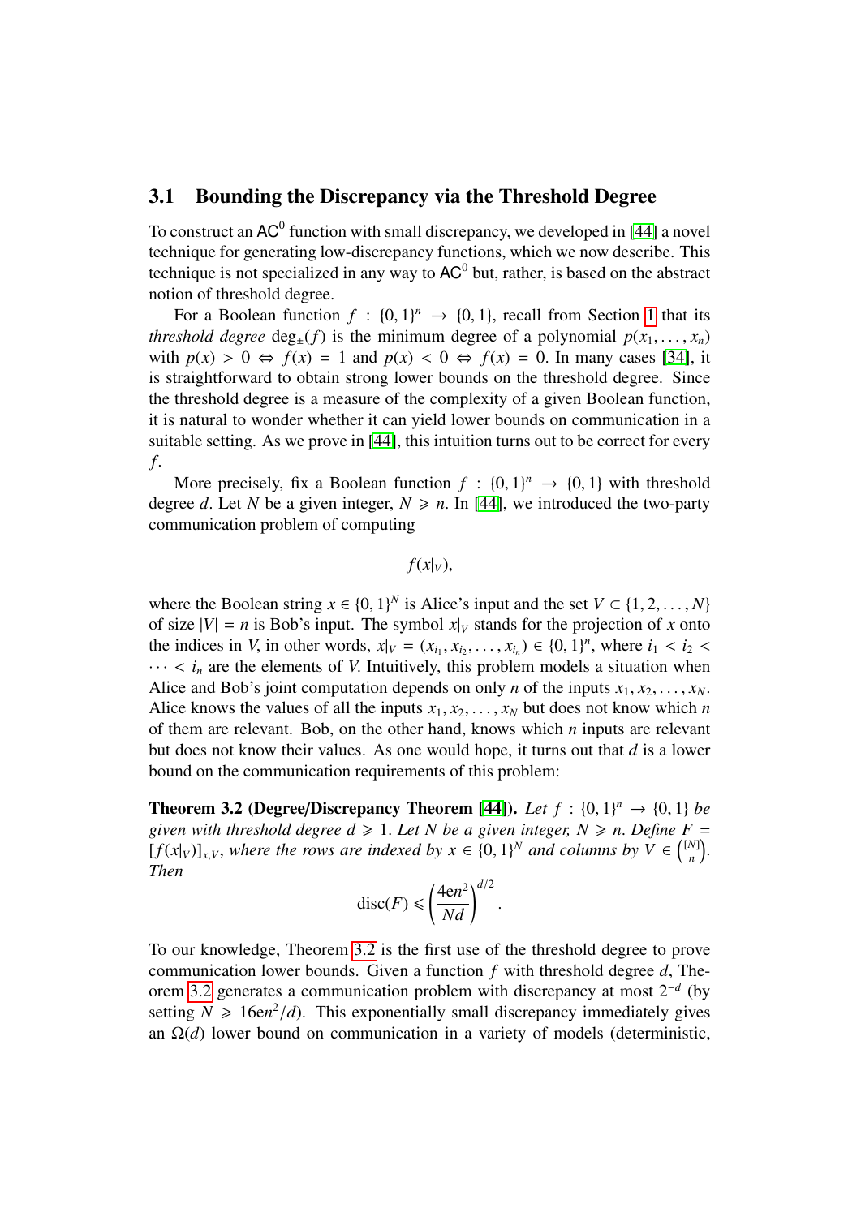### 3.1 Bounding the Discrepancy via the Threshold Degree

To construct an $\mathsf{AC}^0$ function with small discrepancy, we developed in [44] a novel technique for generating low-discrepancy functions, which we now describe. This technique is not specialized in any way to $\mathsf{AC}^0$ but, rather, is based on the abstract notion of threshold degree.

For a Boolean function $f : \{0,1\}^n \to \{0,1\}$, recall from Section 1 that its *threshold degree* $\deg_{\pm}(f)$ is the minimum degree of a polynomial $p(x_1, \ldots, x_n)$ with $p(x) > 0 \Leftrightarrow f(x) = 1$ and $p(x) < 0 \Leftrightarrow f(x) = 0$. In many cases [34], it is straightforward to obtain strong lower bounds on the threshold degree. Since the threshold degree is a measure of the complexity of a given Boolean function, it is natural to wonder whether it can yield lower bounds on communication in a suitable setting. As we prove in [44], this intuition turns out to be correct for every $f$.

More precisely, fix a Boolean function $f : \{0,1\}^n \to \{0,1\}$ with threshold degree $d$. Let $N$ be a given integer, $N \geqslant n$. In [44], we introduced the two-party communication problem of computing

$$f(x|_V),$$

where the Boolean string $x \in \{0,1\}^N$ is Alice's input and the set $V \subset \{1, 2, \ldots, N\}$ of size $|V| = n$ is Bob's input. The symbol $x|_V$ stands for the projection of $x$ onto the indices in $V$, in other words, $x|_V = (x_{i_1}, x_{i_2}, \ldots, x_{i_n}) \in \{0,1\}^n$, where $i_1 < i_2 < \cdots < i_n$ are the elements of $V$. Intuitively, this problem models a situation when Alice and Bob's joint computation depends on only $n$ of the inputs $x_1, x_2, \ldots, x_N$. Alice knows the values of all the inputs $x_1, x_2, \ldots, x_N$ but does not know which $n$ of them are relevant. Bob, on the other hand, knows which $n$ inputs are relevant but does not know their values. As one would hope, it turns out that $d$ is a lower bound on the communication requirements of this problem:

**Theorem 3.2 (Degree/Discrepancy Theorem [44]).** *Let $f : \{0,1\}^n \to \{0,1\}$ be given with threshold degree $d \geqslant 1$. Let $N$ be a given integer, $N \geqslant n$. Define $F = [f(x|_V)]_{x,V}$, where the rows are indexed by $x \in \{0,1\}^N$ and columns by $V \in \binom{[N]}{n}$. Then*

$$\operatorname{disc}(F) \leqslant \left( \frac{4en^2}{Nd} \right)^{d/2}.$$

To our knowledge, Theorem 3.2 is the first use of the threshold degree to prove communication lower bounds. Given a function $f$ with threshold degree $d$, Theorem 3.2 generates a communication problem with discrepancy at most $2^{-d}$ (by setting $N \geqslant 16en^2/d$). This exponentially small discrepancy immediately gives an $\Omega(d)$ lower bound on communication in a variety of models (deterministic,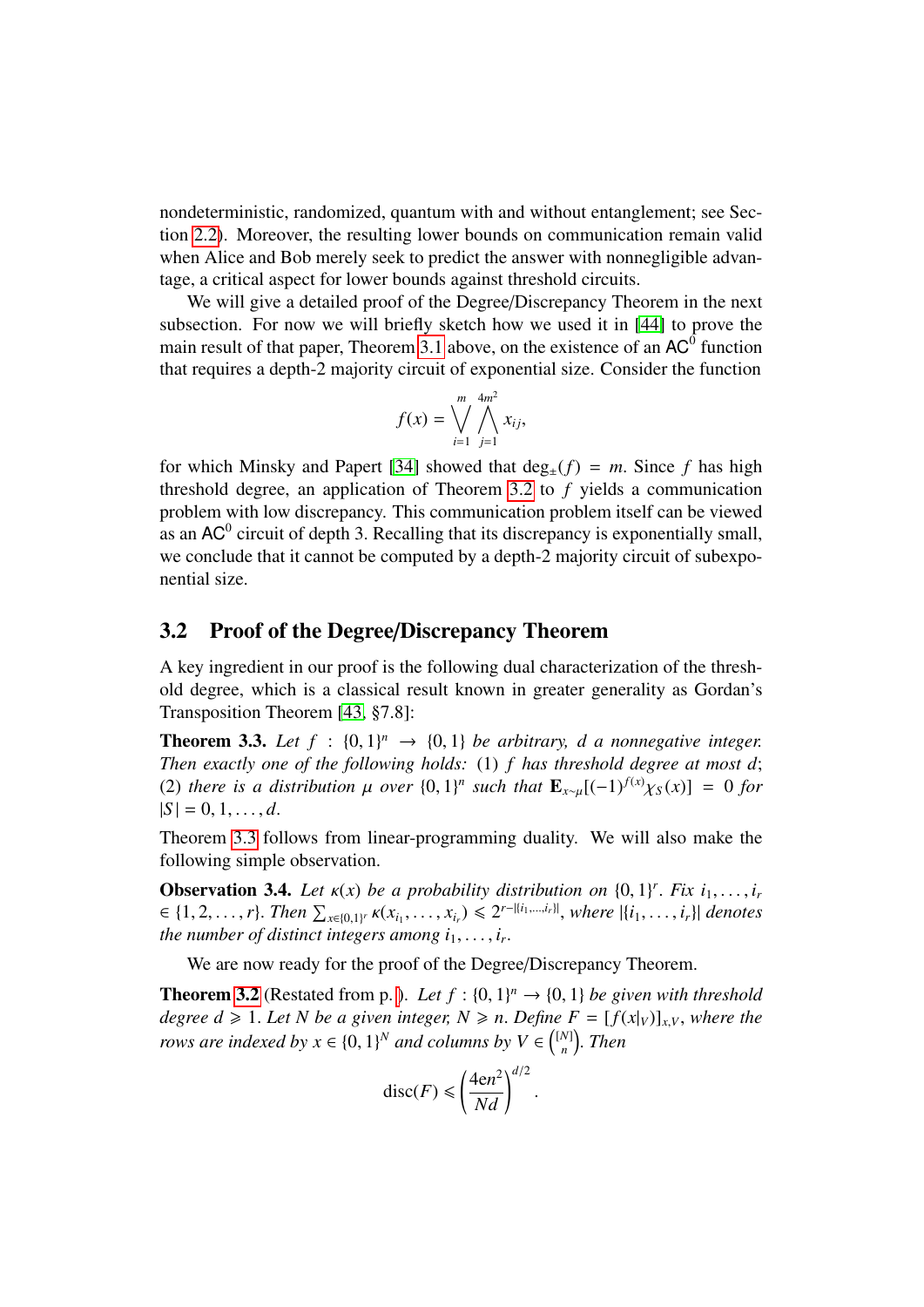nondeterministic, randomized, quantum with and without entanglement; see Section 2.2). Moreover, the resulting lower bounds on communication remain valid when Alice and Bob merely seek to predict the answer with nonnegligible advantage, a critical aspect for lower bounds against threshold circuits.

We will give a detailed proof of the Degree/Discrepancy Theorem in the next subsection. For now we will briefly sketch how we used it in [44] to prove the main result of that paper, Theorem 3.1 above, on the existence of an $\mathsf{AC}^0$ function that requires a depth-2 majority circuit of exponential size. Consider the function

$$f(x) = \bigvee_{i=1}^{m} \bigwedge_{j=1}^{4m^2} x_{ij},$$

for which Minsky and Papert [34] showed that $\deg_{\pm}(f) = m$. Since $f$ has high threshold degree, an application of Theorem 3.2 to $f$ yields a communication problem with low discrepancy. This communication problem itself can be viewed as an $\mathsf{AC}^0$ circuit of depth 3. Recalling that its discrepancy is exponentially small, we conclude that it cannot be computed by a depth-2 majority circuit of subexponential size.

## 3.2 Proof of the Degree/Discrepancy Theorem

A key ingredient in our proof is the following dual characterization of the threshold degree, which is a classical result known in greater generality as Gordan's Transposition Theorem [43, §7.8]:

**Theorem 3.3.** *Let $f : \{0,1\}^n \to \{0,1\}$ be arbitrary, $d$ a nonnegative integer. Then exactly one of the following holds: (1) $f$ has threshold degree at most $d$; (2) there is a distribution $\mu$ over $\{0,1\}^n$ such that $\mathbf{E}_{x\sim\mu}[(-1)^{f(x)}\chi_S(x)] = 0$ for $|S| = 0, 1, \ldots, d$.*

Theorem 3.3 follows from linear-programming duality. We will also make the following simple observation.

**Observation 3.4.** *Let $\kappa(x)$ be a probability distribution on $\{0,1\}^r$. Fix $i_1, \ldots, i_r \in \{1, 2, \ldots, r\}$. Then $\sum_{x\in\{0,1\}^r} \kappa(x_{i_1}, \ldots, x_{i_r}) \leqslant 2^{r-|\{i_1,\ldots,i_r\}|}$, where $|\{i_1, \ldots, i_r\}|$ denotes the number of distinct integers among $i_1, \ldots, i_r$.*

We are now ready for the proof of the Degree/Discrepancy Theorem.

**Theorem 3.2** (Restated from p. ). *Let $f : \{0,1\}^n \to \{0,1\}$ be given with threshold degree $d \geqslant 1$. Let $N$ be a given integer, $N \geqslant n$. Define $F = [f(x|_V)]_{x,V}$, where the rows are indexed by $x \in \{0,1\}^N$ and columns by $V \in \binom{[N]}{n}$. Then*

$$\operatorname{disc}(F) \leqslant \left(\frac{4en^2}{Nd}\right)^{d/2}.$$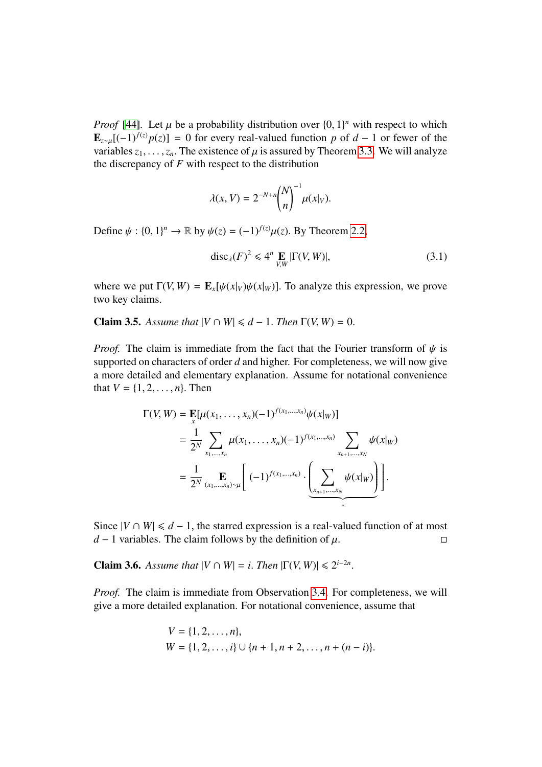*Proof* [44]. Let $\mu$ be a probability distribution over $\{0,1\}^n$ with respect to which $\mathbf{E}_{z\sim\mu}[(-1)^{f(z)}p(z)] = 0$ for every real-valued function $p$ of $d-1$ or fewer of the variables $z_1,\ldots,z_n$. The existence of $\mu$ is assured by Theorem 3.3. We will analyze the discrepancy of $F$ with respect to the distribution

$$\lambda(x,V) = 2^{-N+n}\binom{N}{n}^{-1}\mu(x|_V).$$

Define $\psi : \{0,1\}^n \to \mathbb{R}$ by $\psi(z) = (-1)^{f(z)}\mu(z)$. By Theorem 2.2,

$$\operatorname{disc}_\lambda(F)^2 \leqslant 4^n \mathop{\mathbf{E}}_{V,W} |\Gamma(V,W)|, \tag{3.1}$$

where we put $\Gamma(V,W) = \mathbf{E}_x[\psi(x|_V)\psi(x|_W)]$. To analyze this expression, we prove two key claims.

**Claim 3.5.** *Assume that $|V\cap W| \leqslant d-1$. Then $\Gamma(V,W) = 0$.*

*Proof.* The claim is immediate from the fact that the Fourier transform of $\psi$ is supported on characters of order $d$ and higher. For completeness, we will now give a more detailed and elementary explanation. Assume for notational convenience that $V = \{1,2,\ldots,n\}$. Then

$$\begin{aligned}
\Gamma(V,W) &= \mathop{\mathbf{E}}_x[\mu(x_1,\ldots,x_n)(-1)^{f(x_1,\ldots,x_n)}\psi(x|_W)] \\
&= \frac{1}{2^N}\sum_{x_1,\ldots,x_n}\mu(x_1,\ldots,x_n)(-1)^{f(x_1,\ldots,x_n)}\sum_{x_{n+1},\ldots,x_N}\psi(x|_W) \\
&= \frac{1}{2^N}\mathop{\mathbf{E}}_{(x_1,\ldots,x_n)\sim\mu}\left[(-1)^{f(x_1,\ldots,x_n)}\cdot\underbrace{\left(\sum_{x_{n+1},\ldots,x_N}\psi(x|_W)\right)}_{*}\right].
\end{aligned}$$

Since $|V\cap W| \leqslant d-1$, the starred expression is a real-valued function of at most $d-1$ variables. The claim follows by the definition of $\mu$. □

**Claim 3.6.** *Assume that $|V\cap W| = i$. Then $|\Gamma(V,W)| \leqslant 2^{i-2n}$.*

*Proof.* The claim is immediate from Observation 3.4. For completeness, we will give a more detailed explanation. For notational convenience, assume that

$$\begin{aligned}
V &= \{1,2,\ldots,n\}, \\
W &= \{1,2,\ldots,i\} \cup \{n+1,n+2,\ldots,n+(n-i)\}.
\end{aligned}$$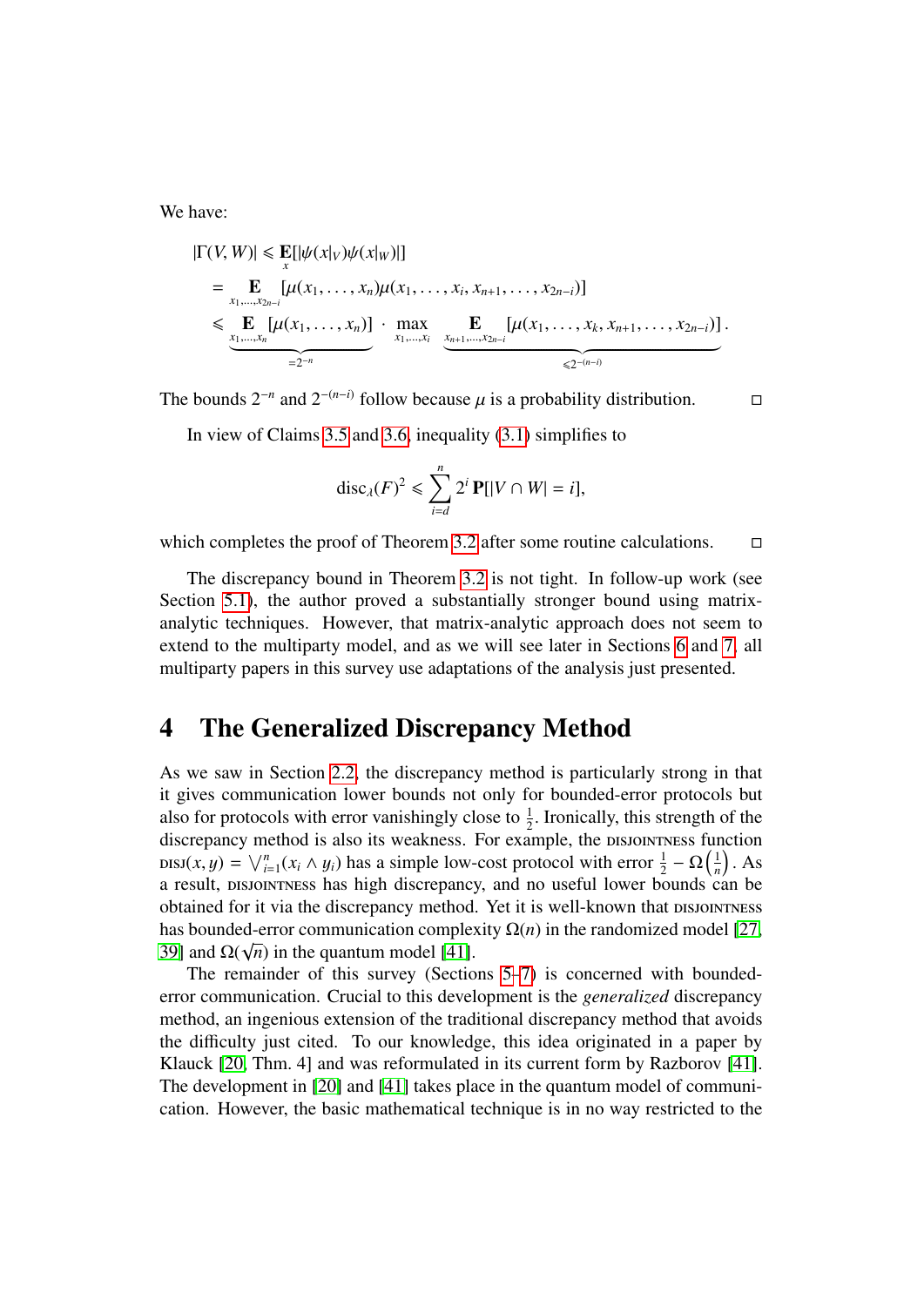We have:

$$
\begin{aligned}
|\Gamma(V, W)| &\leqslant \mathop{\mathbf{E}}_{x}[|\psi(x|_V)\psi(x|_W)|] \\
&= \mathop{\mathbf{E}}_{x_1,\ldots,x_{2n-i}}[\mu(x_1,\ldots,x_n)\mu(x_1,\ldots,x_i,x_{n+1},\ldots,x_{2n-i})] \\
&\leqslant \underbrace{\mathop{\mathbf{E}}_{x_1,\ldots,x_n}[\mu(x_1,\ldots,x_n)]}_{=2^{-n}} \cdot \max_{x_1,\ldots,x_i} \underbrace{\mathop{\mathbf{E}}_{x_{n+1},\ldots,x_{2n-i}}[\mu(x_1,\ldots,x_k,x_{n+1},\ldots,x_{2n-i})]}_{\leqslant 2^{-(n-i)}}.
\end{aligned}
$$

The bounds $2^{-n}$ and $2^{-(n-i)}$ follow because $\mu$ is a probability distribution. □

In view of Claims 3.5 and 3.6, inequality (3.1) simplifies to

$$
\operatorname{disc}_\lambda(F)^2 \leqslant \sum_{i=d}^{n} 2^i \, \mathbf{P}[|V \cap W| = i],
$$

which completes the proof of Theorem 3.2 after some routine calculations. □

The discrepancy bound in Theorem 3.2 is not tight. In follow-up work (see Section 5.1), the author proved a substantially stronger bound using matrix-analytic techniques. However, that matrix-analytic approach does not seem to extend to the multiparty model, and as we will see later in Sections 6 and 7, all multiparty papers in this survey use adaptations of the analysis just presented.

# 4 The Generalized Discrepancy Method

As we saw in Section 2.2, the discrepancy method is particularly strong in that it gives communication lower bounds not only for bounded-error protocols but also for protocols with error vanishingly close to $\frac{1}{2}$. Ironically, this strength of the discrepancy method is also its weakness. For example, the DISJOINTNESS function $\text{DISJ}(x, y) = \bigvee_{i=1}^{n}(x_i \wedge y_i)$ has a simple low-cost protocol with error $\frac{1}{2} - \Omega\left(\frac{1}{n}\right)$. As a result, DISJOINTNESS has high discrepancy, and no useful lower bounds can be obtained for it via the discrepancy method. Yet it is well-known that DISJOINTNESS has bounded-error communication complexity $\Omega(n)$ in the randomized model [27, 39] and $\Omega(\sqrt{n})$ in the quantum model [41].

The remainder of this survey (Sections 5–7) is concerned with bounded-error communication. Crucial to this development is the *generalized* discrepancy method, an ingenious extension of the traditional discrepancy method that avoids the difficulty just cited. To our knowledge, this idea originated in a paper by Klauck [20, Thm. 4] and was reformulated in its current form by Razborov [41]. The development in [20] and [41] takes place in the quantum model of communication. However, the basic mathematical technique is in no way restricted to the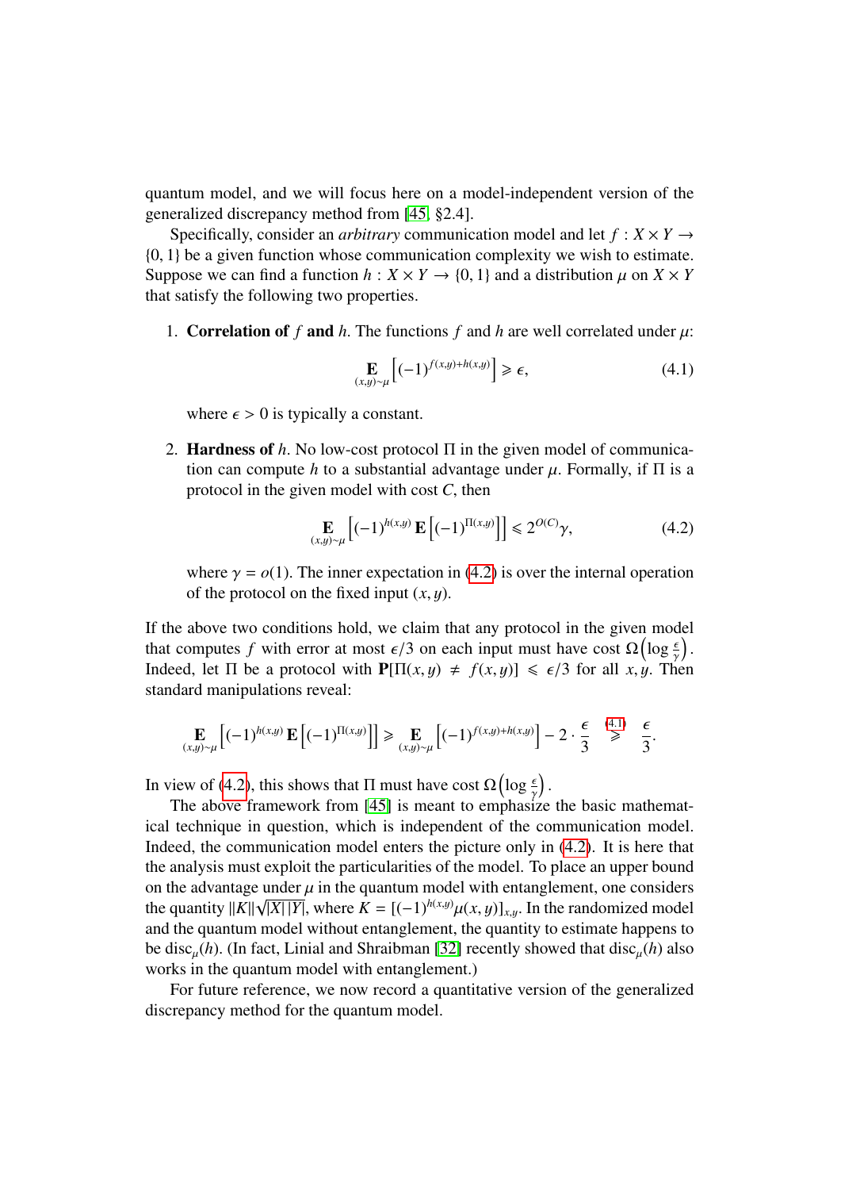quantum model, and we will focus here on a model-independent version of the generalized discrepancy method from [45, §2.4].

Specifically, consider an *arbitrary* communication model and let $f : X \times Y \to \{0,1\}$ be a given function whose communication complexity we wish to estimate. Suppose we can find a function $h : X \times Y \to \{0,1\}$ and a distribution $\mu$ on $X \times Y$ that satisfy the following two properties.

1. **Correlation of $f$ and $h$.** The functions $f$ and $h$ are well correlated under $\mu$:

$$\mathop{\mathbf{E}}_{(x,y)\sim\mu}\left[(-1)^{f(x,y)+h(x,y)}\right] \geqslant \epsilon, \tag{4.1}$$

   where $\epsilon > 0$ is typically a constant.

2. **Hardness of $h$.** No low-cost protocol $\Pi$ in the given model of communication can compute $h$ to a substantial advantage under $\mu$. Formally, if $\Pi$ is a protocol in the given model with cost $C$, then

$$\mathop{\mathbf{E}}_{(x,y)\sim\mu}\left[(-1)^{h(x,y)}\,\mathbf{E}\left[(-1)^{\Pi(x,y)}\right]\right] \leqslant 2^{O(C)}\gamma, \tag{4.2}$$

   where $\gamma = o(1)$. The inner expectation in (4.2) is over the internal operation of the protocol on the fixed input $(x,y)$.

If the above two conditions hold, we claim that any protocol in the given model that computes $f$ with error at most $\epsilon/3$ on each input must have cost $\Omega\left(\log \frac{\epsilon}{\gamma}\right)$. Indeed, let $\Pi$ be a protocol with $\mathbf{P}[\Pi(x,y) \neq f(x,y)] \leqslant \epsilon/3$ for all $x, y$. Then standard manipulations reveal:

$$\mathop{\mathbf{E}}_{(x,y)\sim\mu}\left[(-1)^{h(x,y)}\,\mathbf{E}\left[(-1)^{\Pi(x,y)}\right]\right] \geqslant \mathop{\mathbf{E}}_{(x,y)\sim\mu}\left[(-1)^{f(x,y)+h(x,y)}\right] - 2\cdot\frac{\epsilon}{3} \overset{(4.1)}{\geqslant} \frac{\epsilon}{3}.$$

In view of (4.2), this shows that $\Pi$ must have cost $\Omega\left(\log \frac{\epsilon}{\gamma}\right)$.

The above framework from [45] is meant to emphasize the basic mathematical technique in question, which is independent of the communication model. Indeed, the communication model enters the picture only in (4.2). It is here that the analysis must exploit the particularities of the model. To place an upper bound on the advantage under $\mu$ in the quantum model with entanglement, one considers the quantity $\|K\|\sqrt{|X|\,|Y|}$, where $K = [(-1)^{h(x,y)}\mu(x,y)]_{x,y}$. In the randomized model and the quantum model without entanglement, the quantity to estimate happens to be $\mathrm{disc}_\mu(h)$. (In fact, Linial and Shraibman [32] recently showed that $\mathrm{disc}_\mu(h)$ also works in the quantum model with entanglement.)

For future reference, we now record a quantitative version of the generalized discrepancy method for the quantum model.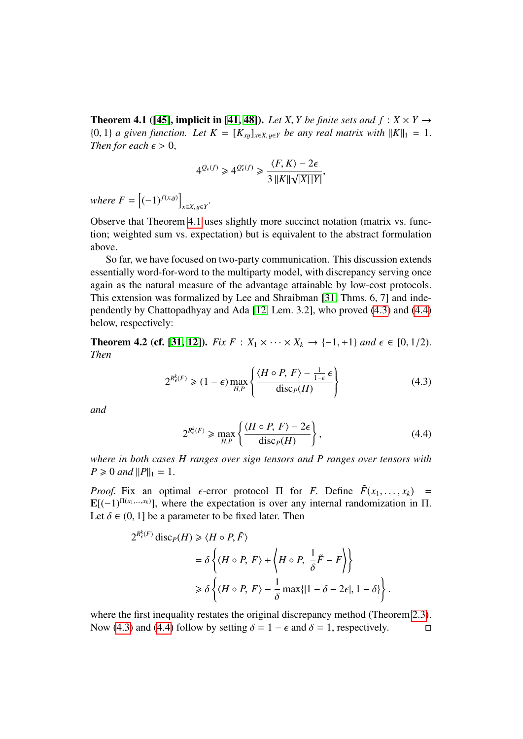**Theorem 4.1 ([45], implicit in [41, 48]).** *Let $X, Y$ be finite sets and $f : X \times Y \to \{0,1\}$ a given function. Let $K = [K_{xy}]_{x\in X, y\in Y}$ be any real matrix with $\|K\|_1 = 1$. Then for each $\epsilon > 0$,*

$$4^{Q_\epsilon(f)} \geqslant 4^{Q^*_\epsilon(f)} \geqslant \frac{\langle F, K\rangle - 2\epsilon}{3\,\|K\|\sqrt{|X|\,|Y|}},$$

*where $F = \left[(-1)^{f(x,y)}\right]_{x\in X, y\in Y}$.*

Observe that Theorem 4.1 uses slightly more succinct notation (matrix vs. function; weighted sum vs. expectation) but is equivalent to the abstract formulation above.

So far, we have focused on two-party communication. This discussion extends essentially word-for-word to the multiparty model, with discrepancy serving once again as the natural measure of the advantage attainable by low-cost protocols. This extension was formalized by Lee and Shraibman [31, Thms. 6, 7] and independently by Chattopadhyay and Ada [12, Lem. 3.2], who proved (4.3) and (4.4) below, respectively:

**Theorem 4.2 (cf. [31, 12]).** *Fix $F : X_1 \times \cdots \times X_k \to \{-1,+1\}$ and $\epsilon \in [0, 1/2)$. Then*

$$2^{R^k_\epsilon(F)} \geqslant (1-\epsilon)\max_{H,P}\left\{\frac{\langle H \circ P,\, F\rangle - \frac{1}{1-\epsilon}\,\epsilon}{\operatorname{disc}_P(H)}\right\} \tag{4.3}$$

*and*

$$2^{R^k_\epsilon(F)} \geqslant \max_{H,P}\left\{\frac{\langle H \circ P,\, F\rangle - 2\epsilon}{\operatorname{disc}_P(H)}\right\}, \tag{4.4}$$

*where in both cases $H$ ranges over sign tensors and $P$ ranges over tensors with $P \geqslant 0$ and $\|P\|_1 = 1$.*

*Proof.* Fix an optimal $\epsilon$-error protocol $\Pi$ for $F$. Define $\tilde{F}(x_1,\ldots,x_k) = \mathbf{E}[(-1)^{\Pi(x_1,\ldots,x_k)}]$, where the expectation is over any internal randomization in $\Pi$. Let $\delta \in (0,1]$ be a parameter to be fixed later. Then

$$\begin{aligned}
2^{R^k_\epsilon(F)}\operatorname{disc}_P(H) &\geqslant \langle H \circ P, \tilde{F}\rangle \\
&= \delta\left\{\langle H \circ P,\, F\rangle + \left\langle H \circ P,\, \frac{1}{\delta}\tilde{F} - F\right\rangle\right\} \\
&\geqslant \delta\left\{\langle H \circ P,\, F\rangle - \frac{1}{\delta}\max\{|1-\delta-2\epsilon|, 1-\delta\}\right\}.
\end{aligned}$$

where the first inequality restates the original discrepancy method (Theorem 2.3). Now (4.3) and (4.4) follow by setting $\delta = 1-\epsilon$ and $\delta = 1$, respectively. ◻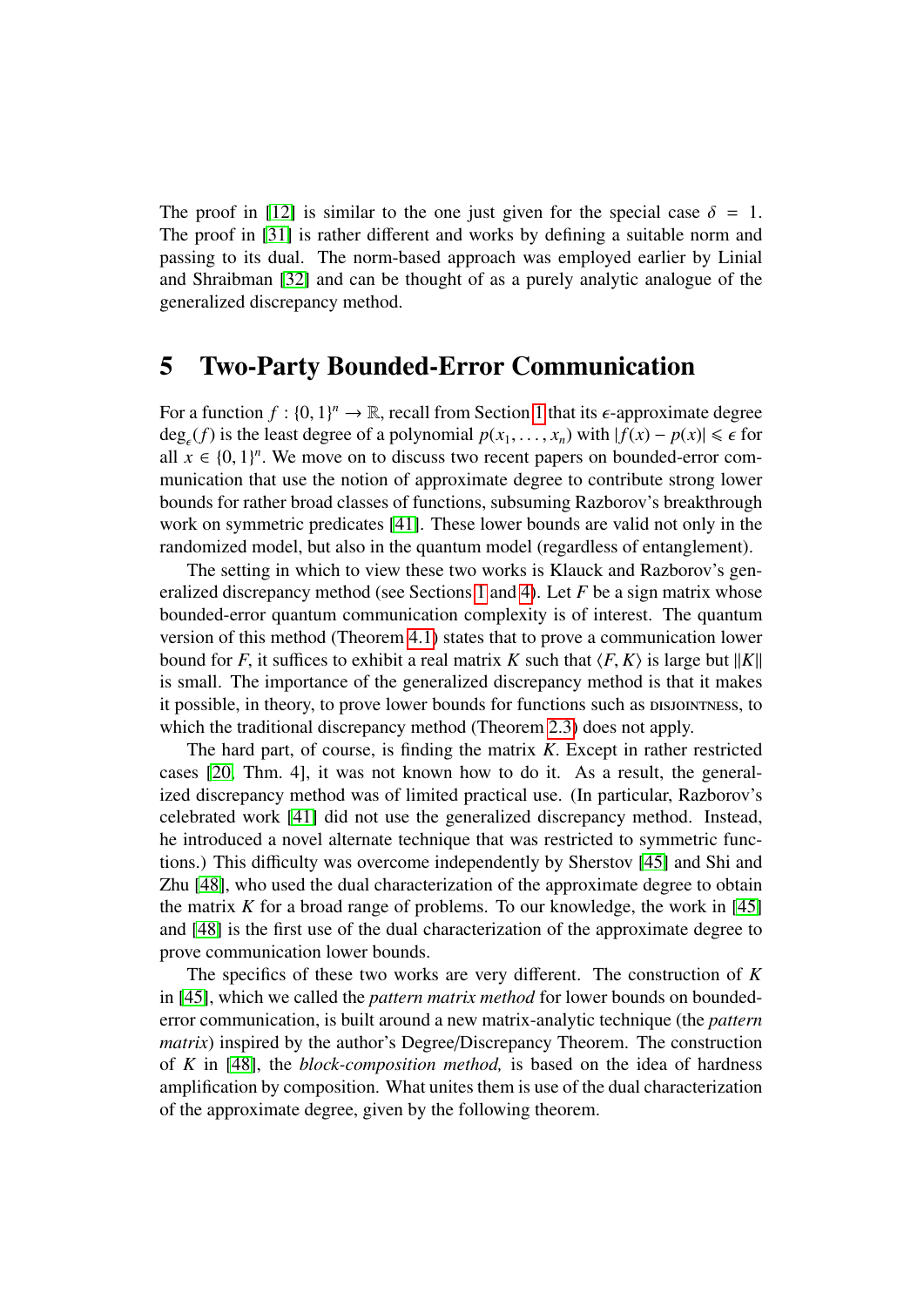The proof in [12] is similar to the one just given for the special case $\delta = 1$. The proof in [31] is rather different and works by defining a suitable norm and passing to its dual. The norm-based approach was employed earlier by Linial and Shraibman [32] and can be thought of as a purely analytic analogue of the generalized discrepancy method.

# 5 Two-Party Bounded-Error Communication

For a function $f : \{0,1\}^n \to \mathbb{R}$, recall from Section 1 that its $\epsilon$-approximate degree $\deg_\epsilon(f)$ is the least degree of a polynomial $p(x_1, \ldots, x_n)$ with $|f(x) - p(x)| \leqslant \epsilon$ for all $x \in \{0,1\}^n$. We move on to discuss two recent papers on bounded-error communication that use the notion of approximate degree to contribute strong lower bounds for rather broad classes of functions, subsuming Razborov's breakthrough work on symmetric predicates [41]. These lower bounds are valid not only in the randomized model, but also in the quantum model (regardless of entanglement).

The setting in which to view these two works is Klauck and Razborov's generalized discrepancy method (see Sections 1 and 4). Let $F$ be a sign matrix whose bounded-error quantum communication complexity is of interest. The quantum version of this method (Theorem 4.1) states that to prove a communication lower bound for $F$, it suffices to exhibit a real matrix $K$ such that $\langle F, K\rangle$ is large but $\|K\|$ is small. The importance of the generalized discrepancy method is that it makes it possible, in theory, to prove lower bounds for functions such as DISJOINTNESS, to which the traditional discrepancy method (Theorem 2.3) does not apply.

The hard part, of course, is finding the matrix $K$. Except in rather restricted cases [20, Thm. 4], it was not known how to do it. As a result, the generalized discrepancy method was of limited practical use. (In particular, Razborov's celebrated work [41] did not use the generalized discrepancy method. Instead, he introduced a novel alternate technique that was restricted to symmetric functions.) This difficulty was overcome independently by Sherstov [45] and Shi and Zhu [48], who used the dual characterization of the approximate degree to obtain the matrix $K$ for a broad range of problems. To our knowledge, the work in [45] and [48] is the first use of the dual characterization of the approximate degree to prove communication lower bounds.

The specifics of these two works are very different. The construction of $K$ in [45], which we called the *pattern matrix method* for lower bounds on bounded-error communication, is built around a new matrix-analytic technique (the *pattern matrix*) inspired by the author's Degree/Discrepancy Theorem. The construction of $K$ in [48], the *block-composition method,* is based on the idea of hardness amplification by composition. What unites them is use of the dual characterization of the approximate degree, given by the following theorem.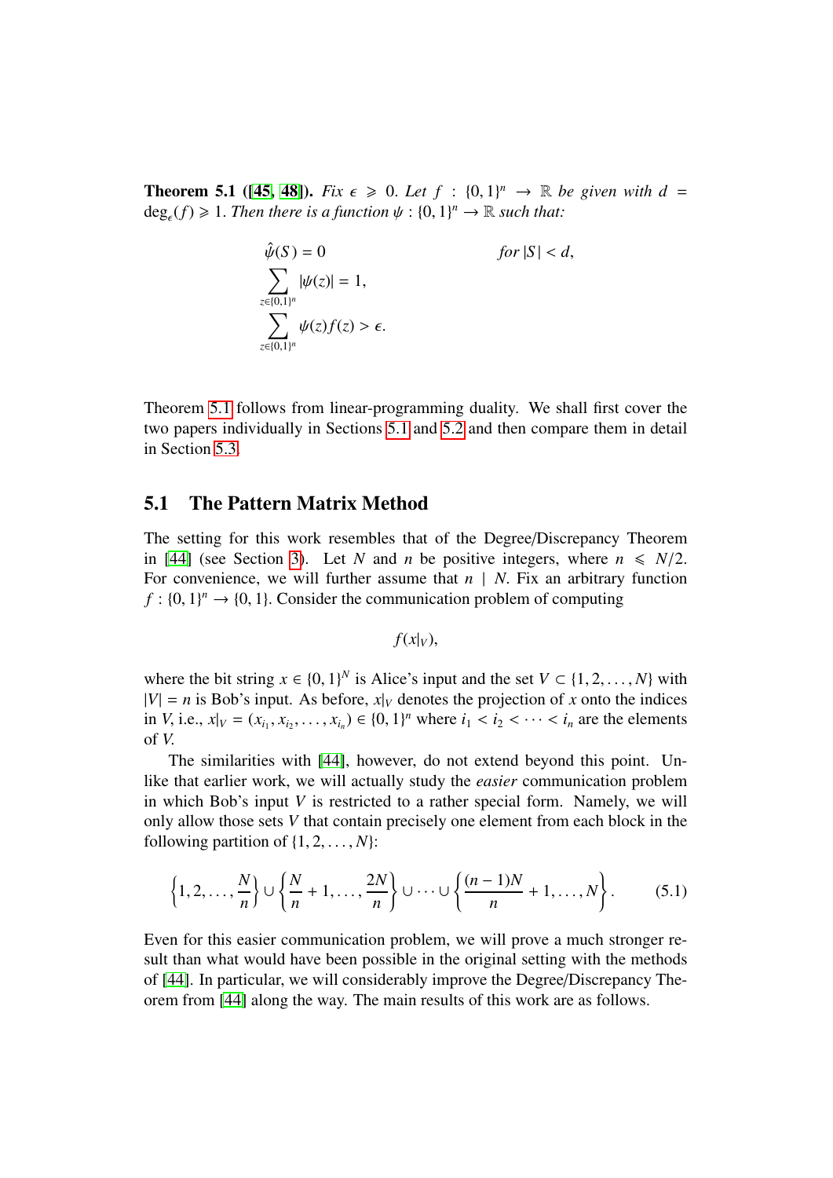**Theorem 5.1 ([45, 48]).** *Fix $\epsilon \geqslant 0$. Let $f : \{0,1\}^n \to \mathbb{R}$ be given with $d = \deg_\epsilon(f) \geqslant 1$. Then there is a function $\psi : \{0,1\}^n \to \mathbb{R}$ such that:*

$$\hat{\psi}(S) = 0 \qquad\qquad \text{for } |S| < d,$$

$$\sum_{z \in \{0,1\}^n} |\psi(z)| = 1,$$

$$\sum_{z \in \{0,1\}^n} \psi(z) f(z) > \epsilon.$$

Theorem 5.1 follows from linear-programming duality. We shall first cover the two papers individually in Sections 5.1 and 5.2 and then compare them in detail in Section 5.3.

## 5.1 The Pattern Matrix Method

The setting for this work resembles that of the Degree/Discrepancy Theorem in [44] (see Section 3). Let $N$ and $n$ be positive integers, where $n \leqslant N/2$. For convenience, we will further assume that $n \mid N$. Fix an arbitrary function $f : \{0,1\}^n \to \{0,1\}$. Consider the communication problem of computing

$$f(x|_V),$$

where the bit string $x \in \{0,1\}^N$ is Alice's input and the set $V \subset \{1, 2, \ldots, N\}$ with $|V| = n$ is Bob's input. As before, $x|_V$ denotes the projection of $x$ onto the indices in $V$, i.e., $x|_V = (x_{i_1}, x_{i_2}, \ldots, x_{i_n}) \in \{0,1\}^n$ where $i_1 < i_2 < \cdots < i_n$ are the elements of $V$.

The similarities with [44], however, do not extend beyond this point. Unlike that earlier work, we will actually study the *easier* communication problem in which Bob's input $V$ is restricted to a rather special form. Namely, we will only allow those sets $V$ that contain precisely one element from each block in the following partition of $\{1, 2, \ldots, N\}$:

$$\left\{1, 2, \ldots, \frac{N}{n}\right\} \cup \left\{\frac{N}{n} + 1, \ldots, \frac{2N}{n}\right\} \cup \cdots \cup \left\{\frac{(n-1)N}{n} + 1, \ldots, N\right\}. \tag{5.1}$$

Even for this easier communication problem, we will prove a much stronger result than what would have been possible in the original setting with the methods of [44]. In particular, we will considerably improve the Degree/Discrepancy Theorem from [44] along the way. The main results of this work are as follows.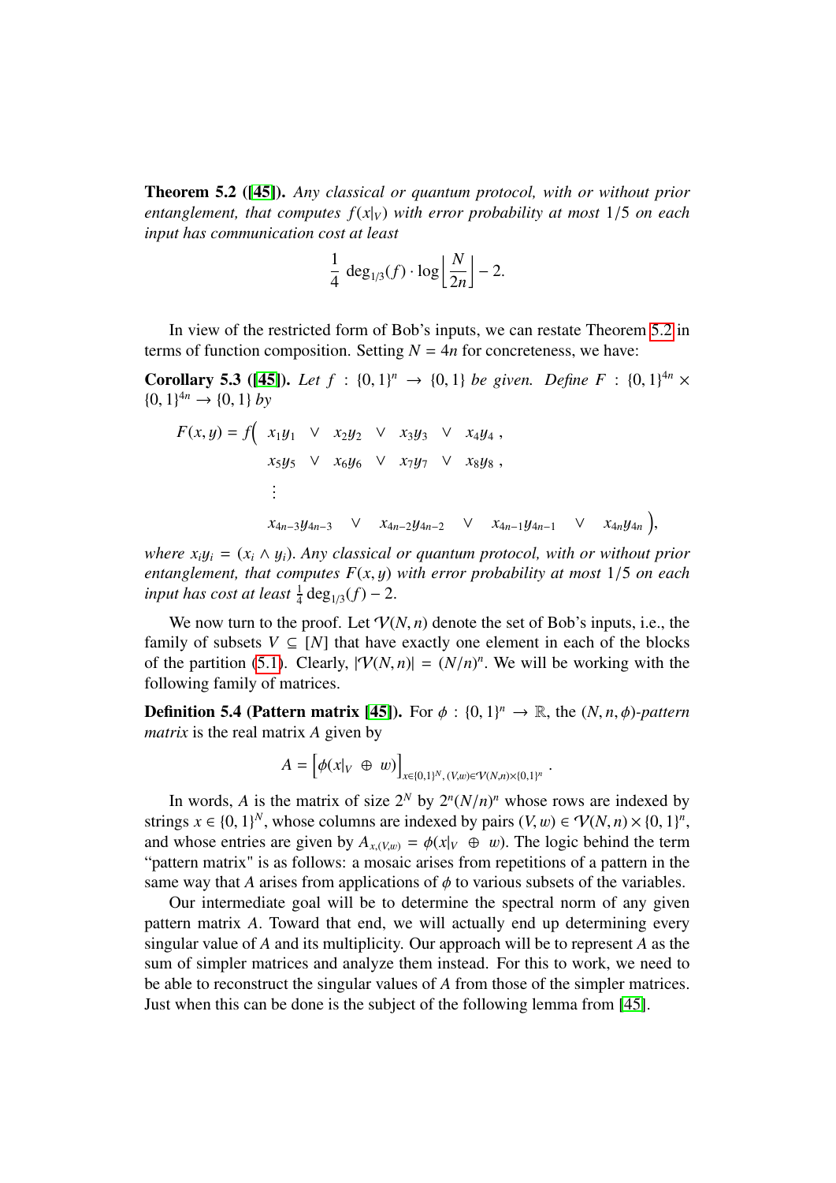**Theorem 5.2 ([45]).** *Any classical or quantum protocol, with or without prior entanglement, that computes $f(x|_V)$ with error probability at most $1/5$ on each input has communication cost at least*

$$\frac{1}{4}\ \deg_{1/3}(f) \cdot \log\left\lfloor \frac{N}{2n} \right\rfloor - 2.$$

In view of the restricted form of Bob's inputs, we can restate Theorem 5.2 in terms of function composition. Setting $N = 4n$ for concreteness, we have:

**Corollary 5.3 ([45]).** *Let $f : \{0,1\}^n \to \{0,1\}$ be given. Define $F : \{0,1\}^{4n} \times \{0,1\}^{4n} \to \{0,1\}$ by*

$$\begin{aligned} F(x,y) = f\Big(\ & x_1y_1 \ \vee\ x_2y_2 \ \vee\ x_3y_3 \ \vee\ x_4y_4\ , \\ & x_5y_5 \ \vee\ x_6y_6 \ \vee\ x_7y_7 \ \vee\ x_8y_8\ , \\ & \vdots \\ & x_{4n-3}y_{4n-3} \ \vee\ x_{4n-2}y_{4n-2} \ \vee\ x_{4n-1}y_{4n-1} \ \vee\ x_{4n}y_{4n}\ \Big), \end{aligned}$$

*where $x_iy_i = (x_i \wedge y_i)$. Any classical or quantum protocol, with or without prior entanglement, that computes $F(x,y)$ with error probability at most $1/5$ on each input has cost at least $\frac{1}{4}\deg_{1/3}(f) - 2$.*

We now turn to the proof. Let $\mathcal{V}(N,n)$ denote the set of Bob's inputs, i.e., the family of subsets $V \subseteq [N]$ that have exactly one element in each of the blocks of the partition (5.1). Clearly, $|\mathcal{V}(N,n)| = (N/n)^n$. We will be working with the following family of matrices.

**Definition 5.4 (Pattern matrix [45]).** For $\phi : \{0,1\}^n \to \mathbb{R}$, the $(N,n,\phi)$-*pattern matrix* is the real matrix $A$ given by

$$A = \Big[\phi(x|_V \ \oplus\ w)\Big]_{x\in\{0,1\}^N,\,(V,w)\in\mathcal{V}(N,n)\times\{0,1\}^n}.$$

In words, $A$ is the matrix of size $2^N$ by $2^n(N/n)^n$ whose rows are indexed by strings $x \in \{0,1\}^N$, whose columns are indexed by pairs $(V,w) \in \mathcal{V}(N,n)\times\{0,1\}^n$, and whose entries are given by $A_{x,(V,w)} = \phi(x|_V \ \oplus\ w)$. The logic behind the term "pattern matrix" is as follows: a mosaic arises from repetitions of a pattern in the same way that $A$ arises from applications of $\phi$ to various subsets of the variables.

Our intermediate goal will be to determine the spectral norm of any given pattern matrix $A$. Toward that end, we will actually end up determining every singular value of $A$ and its multiplicity. Our approach will be to represent $A$ as the sum of simpler matrices and analyze them instead. For this to work, we need to be able to reconstruct the singular values of $A$ from those of the simpler matrices. Just when this can be done is the subject of the following lemma from [45].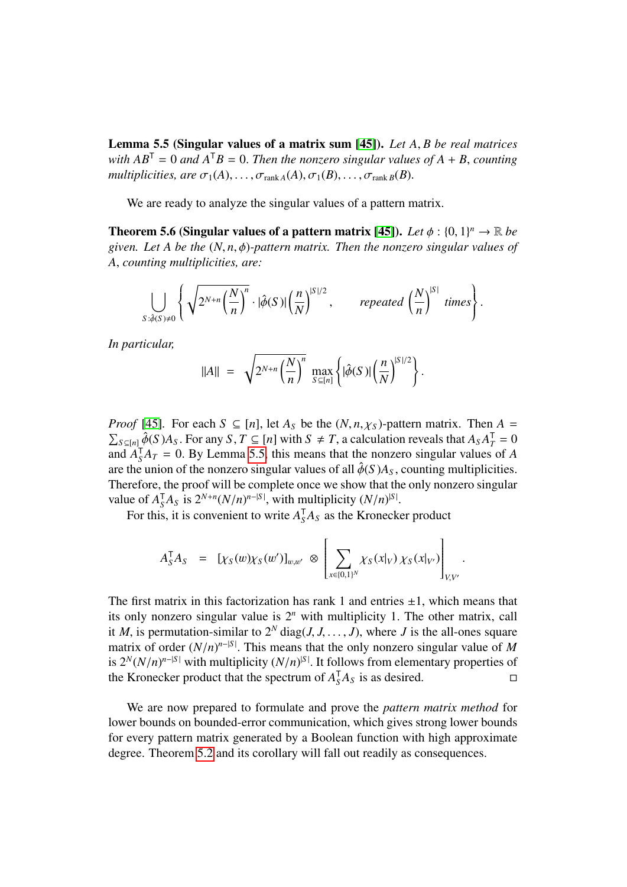**Lemma 5.5 (Singular values of a matrix sum [45]).** *Let $A, B$ be real matrices with $AB^{\mathsf{T}} = 0$ and $A^{\mathsf{T}}B = 0$. Then the nonzero singular values of $A + B$, counting multiplicities, are $\sigma_1(A), \ldots, \sigma_{\operatorname{rank} A}(A), \sigma_1(B), \ldots, \sigma_{\operatorname{rank} B}(B)$.*

We are ready to analyze the singular values of a pattern matrix.

**Theorem 5.6 (Singular values of a pattern matrix [45]).** *Let $\phi : \{0,1\}^n \to \mathbb{R}$ be given. Let $A$ be the $(N, n, \phi)$-pattern matrix. Then the nonzero singular values of $A$, counting multiplicities, are:*

$$\bigcup_{S : \hat{\phi}(S) \neq 0} \left\{ \sqrt{2^{N+n}\left(\frac{N}{n}\right)^{n}} \cdot |\hat{\phi}(S)| \left(\frac{n}{N}\right)^{|S|/2}, \qquad \text{repeated } \left(\frac{N}{n}\right)^{|S|} \text{ times} \right\}.$$

*In particular,*

$$\|A\| = \sqrt{2^{N+n}\left(\frac{N}{n}\right)^{n}} \max_{S \subseteq [n]} \left\{ |\hat{\phi}(S)| \left(\frac{n}{N}\right)^{|S|/2} \right\}.$$

*Proof* [45]. For each $S \subseteq [n]$, let $A_S$ be the $(N, n, \chi_S)$-pattern matrix. Then $A = \sum_{S \subseteq [n]} \hat{\phi}(S) A_S$. For any $S, T \subseteq [n]$ with $S \neq T$, a calculation reveals that $A_S A_T^{\mathsf{T}} = 0$ and $A_S^{\mathsf{T}} A_T = 0$. By Lemma 5.5, this means that the nonzero singular values of $A$ are the union of the nonzero singular values of all $\hat{\phi}(S) A_S$, counting multiplicities. Therefore, the proof will be complete once we show that the only nonzero singular value of $A_S^{\mathsf{T}} A_S$ is $2^{N+n}(N/n)^{n-|S|}$, with multiplicity $(N/n)^{|S|}$.

For this, it is convenient to write $A_S^{\mathsf{T}} A_S$ as the Kronecker product

$$A_S^{\mathsf{T}} A_S \;=\; [\chi_S(w)\chi_S(w')]_{w,w'} \otimes \left[ \sum_{x \in \{0,1\}^N} \chi_S(x|_V)\, \chi_S(x|_{V'}) \right]_{V,V'}.$$

The first matrix in this factorization has rank 1 and entries $\pm 1$, which means that its only nonzero singular value is $2^n$ with multiplicity 1. The other matrix, call it $M$, is permutation-similar to $2^N \operatorname{diag}(J, J, \ldots, J)$, where $J$ is the all-ones square matrix of order $(N/n)^{n-|S|}$. This means that the only nonzero singular value of $M$ is $2^N(N/n)^{n-|S|}$ with multiplicity $(N/n)^{|S|}$. It follows from elementary properties of the Kronecker product that the spectrum of $A_S^{\mathsf{T}} A_S$ is as desired. ◻

We are now prepared to formulate and prove the *pattern matrix method* for lower bounds on bounded-error communication, which gives strong lower bounds for every pattern matrix generated by a Boolean function with high approximate degree. Theorem 5.2 and its corollary will fall out readily as consequences.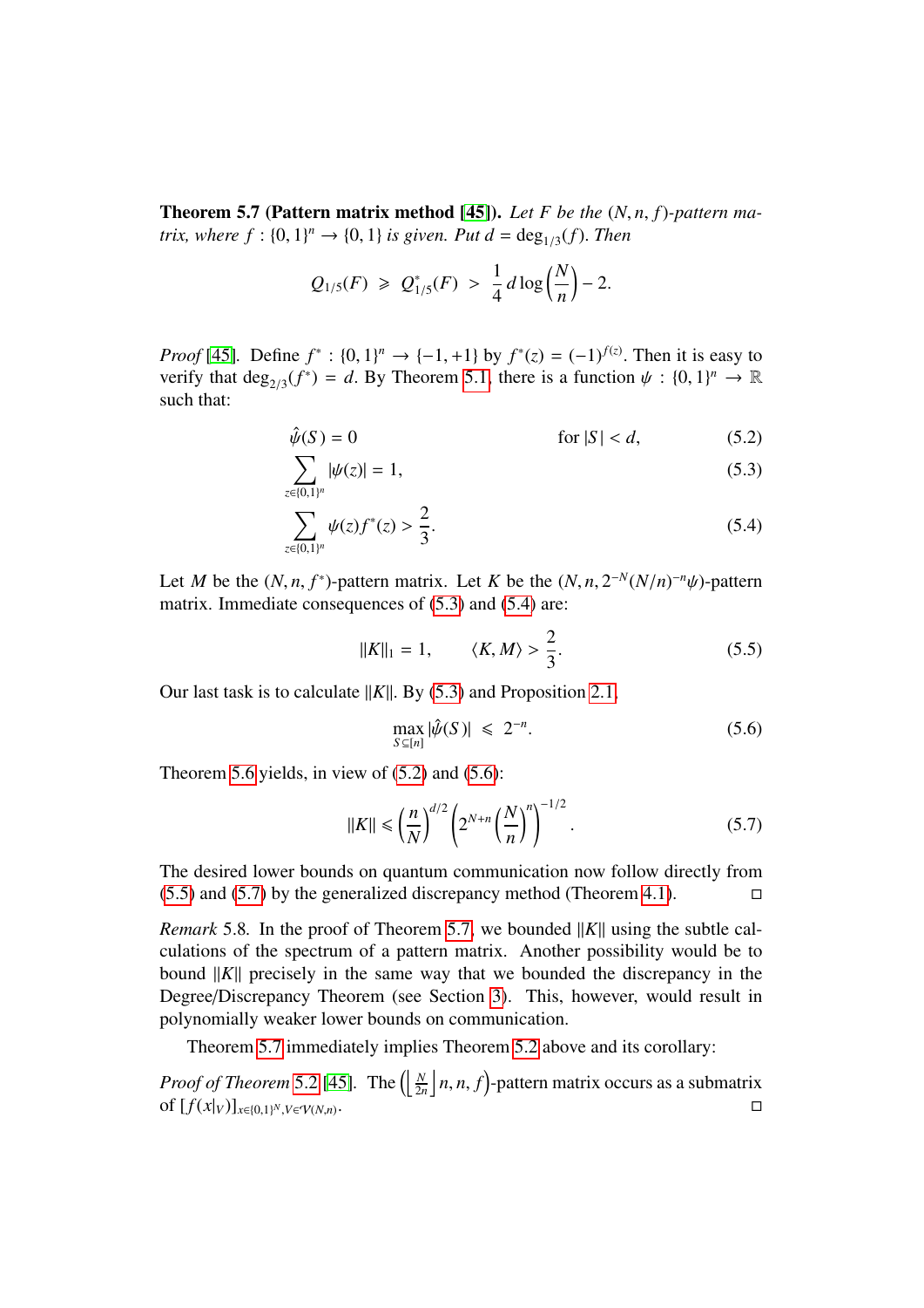**Theorem 5.7 (Pattern matrix method [45]).** *Let $F$ be the $(N, n, f)$-pattern matrix, where $f : \{0,1\}^n \to \{0,1\}$ is given. Put $d = \deg_{1/3}(f)$. Then*

$$Q_{1/5}(F) \;\geqslant\; Q^*_{1/5}(F) \;>\; \frac{1}{4}\, d \log\left(\frac{N}{n}\right) - 2.$$

*Proof* [45]. Define $f^* : \{0,1\}^n \to \{-1,+1\}$ by $f^*(z) = (-1)^{f(z)}$. Then it is easy to verify that $\deg_{2/3}(f^*) = d$. By Theorem 5.1, there is a function $\psi : \{0,1\}^n \to \mathbb{R}$ such that:

$$\hat{\psi}(S) = 0 \qquad\qquad \text{for } |S| < d, \tag{5.2}$$

$$\sum_{z\in\{0,1\}^n} |\psi(z)| = 1, \tag{5.3}$$

$$\sum_{z\in\{0,1\}^n} \psi(z) f^*(z) > \frac{2}{3}. \tag{5.4}$$

Let $M$ be the $(N, n, f^*)$-pattern matrix. Let $K$ be the $(N, n, 2^{-N}(N/n)^{-n}\psi)$-pattern matrix. Immediate consequences of (5.3) and (5.4) are:

$$\|K\|_1 = 1, \qquad \langle K, M\rangle > \frac{2}{3}. \tag{5.5}$$

Our last task is to calculate $\|K\|$. By (5.3) and Proposition 2.1,

$$\max_{S\subseteq[n]} |\hat{\psi}(S)| \;\leqslant\; 2^{-n}. \tag{5.6}$$

Theorem 5.6 yields, in view of (5.2) and (5.6):

$$\|K\| \leqslant \left(\frac{n}{N}\right)^{d/2} \left(2^{N+n}\left(\frac{N}{n}\right)^{n}\right)^{-1/2}. \tag{5.7}$$

The desired lower bounds on quantum communication now follow directly from (5.5) and (5.7) by the generalized discrepancy method (Theorem 4.1). ◻

*Remark* 5.8. In the proof of Theorem 5.7, we bounded $\|K\|$ using the subtle calculations of the spectrum of a pattern matrix. Another possibility would be to bound $\|K\|$ precisely in the same way that we bounded the discrepancy in the Degree/Discrepancy Theorem (see Section 3). This, however, would result in polynomially weaker lower bounds on communication.

Theorem 5.7 immediately implies Theorem 5.2 above and its corollary:

*Proof of Theorem* 5.2 [45]. The $\left(\left\lfloor \frac{N}{2n} \right\rfloor n, n, f\right)$-pattern matrix occurs as a submatrix of $[f(x|_V)]_{x\in\{0,1\}^N, V\in\mathcal{V}(N,n)}$. ◻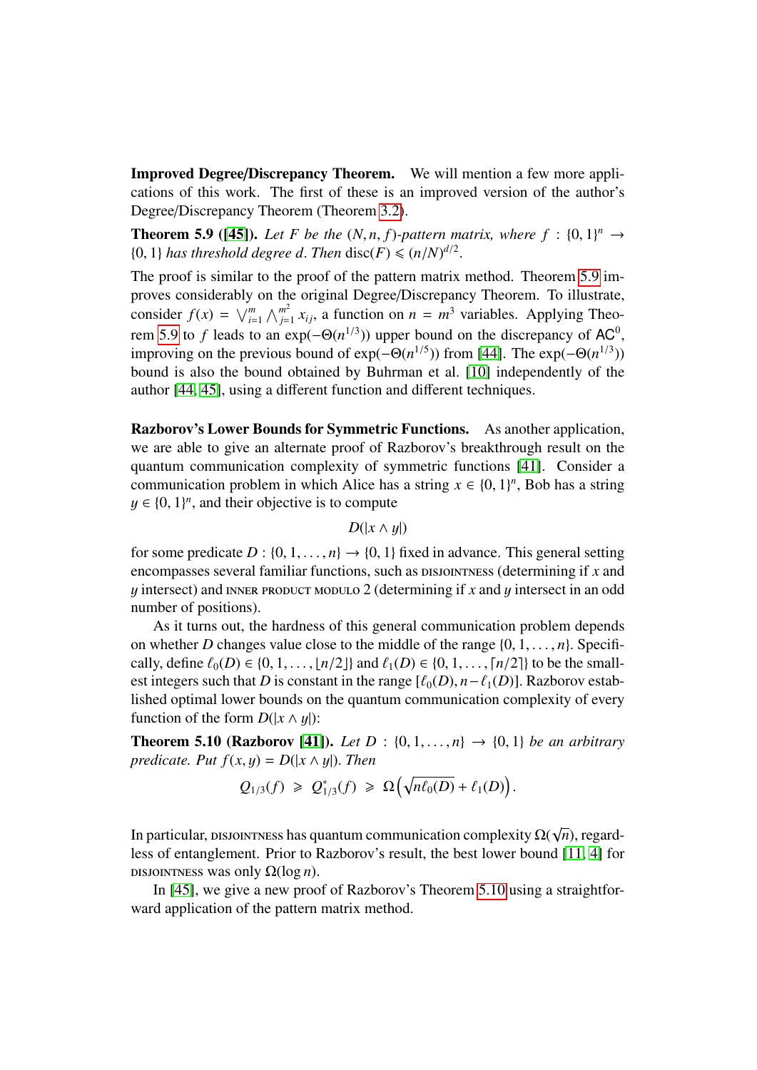**Improved Degree/Discrepancy Theorem.** We will mention a few more applications of this work. The first of these is an improved version of the author's Degree/Discrepancy Theorem (Theorem 3.2).

**Theorem 5.9 ([45]).** *Let $F$ be the $(N, n, f)$-pattern matrix, where $f : \{0,1\}^n \to \{0,1\}$ has threshold degree $d$. Then* $\operatorname{disc}(F) \leqslant (n/N)^{d/2}$.

The proof is similar to the proof of the pattern matrix method. Theorem 5.9 improves considerably on the original Degree/Discrepancy Theorem. To illustrate, consider $f(x) = \bigvee_{i=1}^{m} \bigwedge_{j=1}^{m^2} x_{ij}$, a function on $n = m^3$ variables. Applying Theorem 5.9 to $f$ leads to an $\exp(-\Theta(n^{1/3}))$ upper bound on the discrepancy of $\mathsf{AC}^0$, improving on the previous bound of $\exp(-\Theta(n^{1/5}))$ from [44]. The $\exp(-\Theta(n^{1/3}))$ bound is also the bound obtained by Buhrman et al. [10] independently of the author [44, 45], using a different function and different techniques.

**Razborov's Lower Bounds for Symmetric Functions.** As another application, we are able to give an alternate proof of Razborov's breakthrough result on the quantum communication complexity of symmetric functions [41]. Consider a communication problem in which Alice has a string $x \in \{0,1\}^n$, Bob has a string $y \in \{0,1\}^n$, and their objective is to compute

$$D(|x \wedge y|)$$

for some predicate $D : \{0, 1, \dots, n\} \to \{0,1\}$ fixed in advance. This general setting encompasses several familiar functions, such as DISJOINTNESS (determining if $x$ and $y$ intersect) and INNER PRODUCT MODULO 2 (determining if $x$ and $y$ intersect in an odd number of positions).

As it turns out, the hardness of this general communication problem depends on whether $D$ changes value close to the middle of the range $\{0, 1, \dots, n\}$. Specifically, define $\ell_0(D) \in \{0, 1, \dots, \lfloor n/2 \rfloor\}$ and $\ell_1(D) \in \{0, 1, \dots, \lceil n/2 \rceil\}$ to be the smallest integers such that $D$ is constant in the range $[\ell_0(D), n - \ell_1(D)]$. Razborov established optimal lower bounds on the quantum communication complexity of every function of the form $D(|x \wedge y|)$:

**Theorem 5.10 (Razborov [41]).** *Let $D : \{0, 1, \dots, n\} \to \{0,1\}$ be an arbitrary predicate. Put $f(x, y) = D(|x \wedge y|)$. Then*

$$Q_{1/3}(f) \;\geqslant\; Q^*_{1/3}(f) \;\geqslant\; \Omega\left(\sqrt{n\ell_0(D)} + \ell_1(D)\right).$$

In particular, DISJOINTNESS has quantum communication complexity $\Omega(\sqrt{n})$, regardless of entanglement. Prior to Razborov's result, the best lower bound [11, 4] for DISJOINTNESS was only $\Omega(\log n)$.

In [45], we give a new proof of Razborov's Theorem 5.10 using a straightforward application of the pattern matrix method.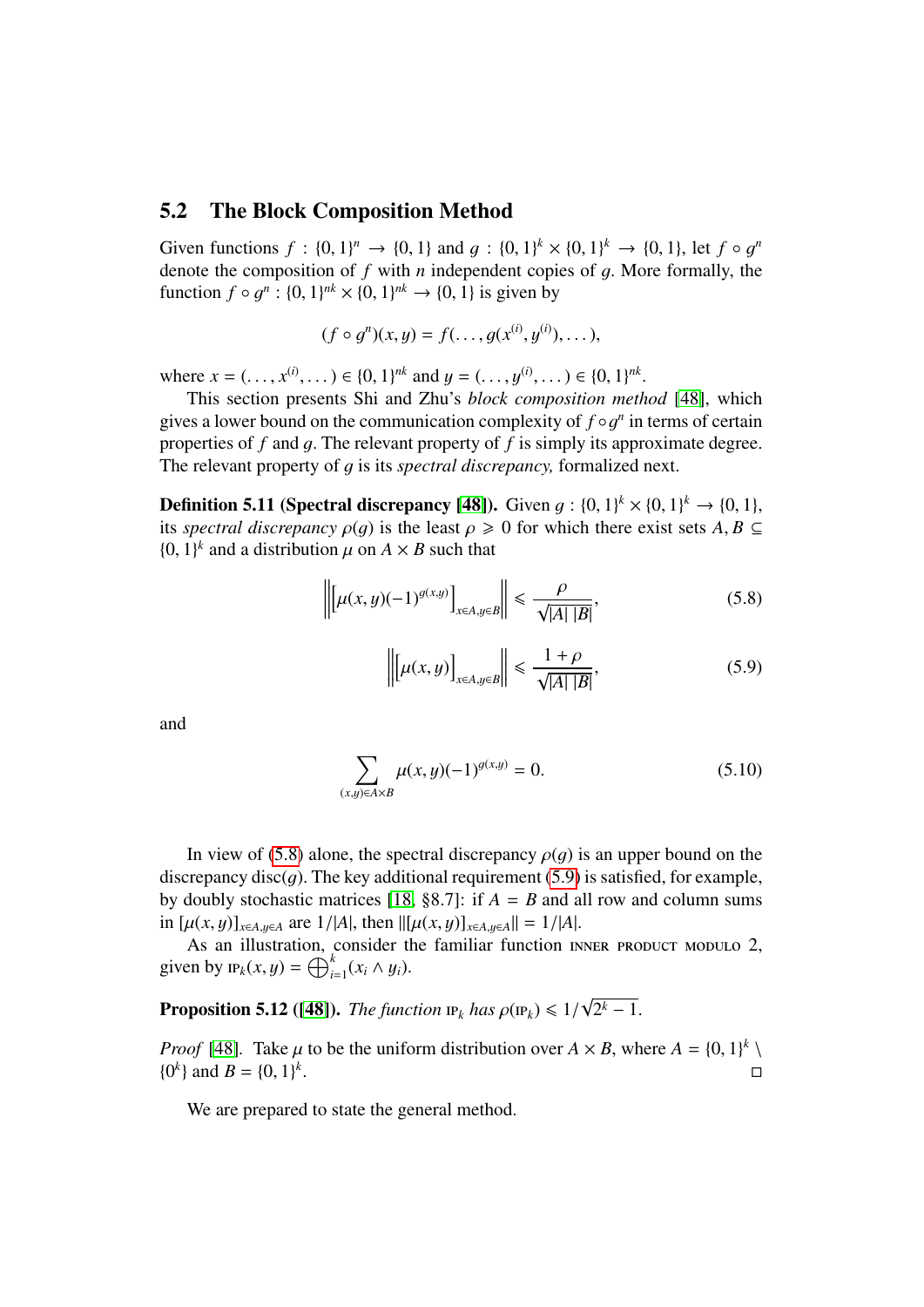## 5.2 The Block Composition Method

Given functions $f : \{0,1\}^n \to \{0,1\}$ and $g : \{0,1\}^k \times \{0,1\}^k \to \{0,1\}$, let $f \circ g^n$ denote the composition of $f$ with $n$ independent copies of $g$. More formally, the function $f \circ g^n : \{0,1\}^{nk} \times \{0,1\}^{nk} \to \{0,1\}$ is given by

$$(f \circ g^n)(x, y) = f(\ldots, g(x^{(i)}, y^{(i)}), \ldots),$$

where $x = (\ldots, x^{(i)}, \ldots) \in \{0,1\}^{nk}$ and $y = (\ldots, y^{(i)}, \ldots) \in \{0,1\}^{nk}$.

This section presents Shi and Zhu's *block composition method* [48], which gives a lower bound on the communication complexity of $f \circ g^n$ in terms of certain properties of $f$ and $g$. The relevant property of $f$ is simply its approximate degree. The relevant property of $g$ is its *spectral discrepancy,* formalized next.

**Definition 5.11 (Spectral discrepancy [48]).** Given $g : \{0,1\}^k \times \{0,1\}^k \to \{0,1\}$, its *spectral discrepancy* $\rho(g)$ is the least $\rho \geqslant 0$ for which there exist sets $A, B \subseteq \{0,1\}^k$ and a distribution $\mu$ on $A \times B$ such that

$$\left\| \left[ \mu(x,y)(-1)^{g(x,y)} \right]_{x \in A, y \in B} \right\| \leqslant \frac{\rho}{\sqrt{|A|\,|B|}}, \tag{5.8}$$

$$\left\| \left[ \mu(x,y) \right]_{x \in A, y \in B} \right\| \leqslant \frac{1+\rho}{\sqrt{|A|\,|B|}}, \tag{5.9}$$

and

$$\sum_{(x,y) \in A \times B} \mu(x,y)(-1)^{g(x,y)} = 0. \tag{5.10}$$

In view of (5.8) alone, the spectral discrepancy $\rho(g)$ is an upper bound on the discrepancy $\operatorname{disc}(g)$. The key additional requirement (5.9) is satisfied, for example, by doubly stochastic matrices [18, §8.7]: if $A = B$ and all row and column sums in $[\mu(x,y)]_{x \in A, y \in A}$ are $1/|A|$, then $\|[\mu(x,y)]_{x \in A, y \in A}\| = 1/|A|$.

As an illustration, consider the familiar function INNER PRODUCT MODULO 2, given by $\mathrm{IP}_k(x, y) = \bigoplus_{i=1}^{k} (x_i \wedge y_i)$.

**Proposition 5.12 ([48]).** *The function* $\mathrm{IP}_k$ *has* $\rho(\mathrm{IP}_k) \leqslant 1/\sqrt{2^k - 1}$.

*Proof* [48]. Take $\mu$ to be the uniform distribution over $A \times B$, where $A = \{0,1\}^k \setminus \{0^k\}$ and $B = \{0,1\}^k$. □

We are prepared to state the general method.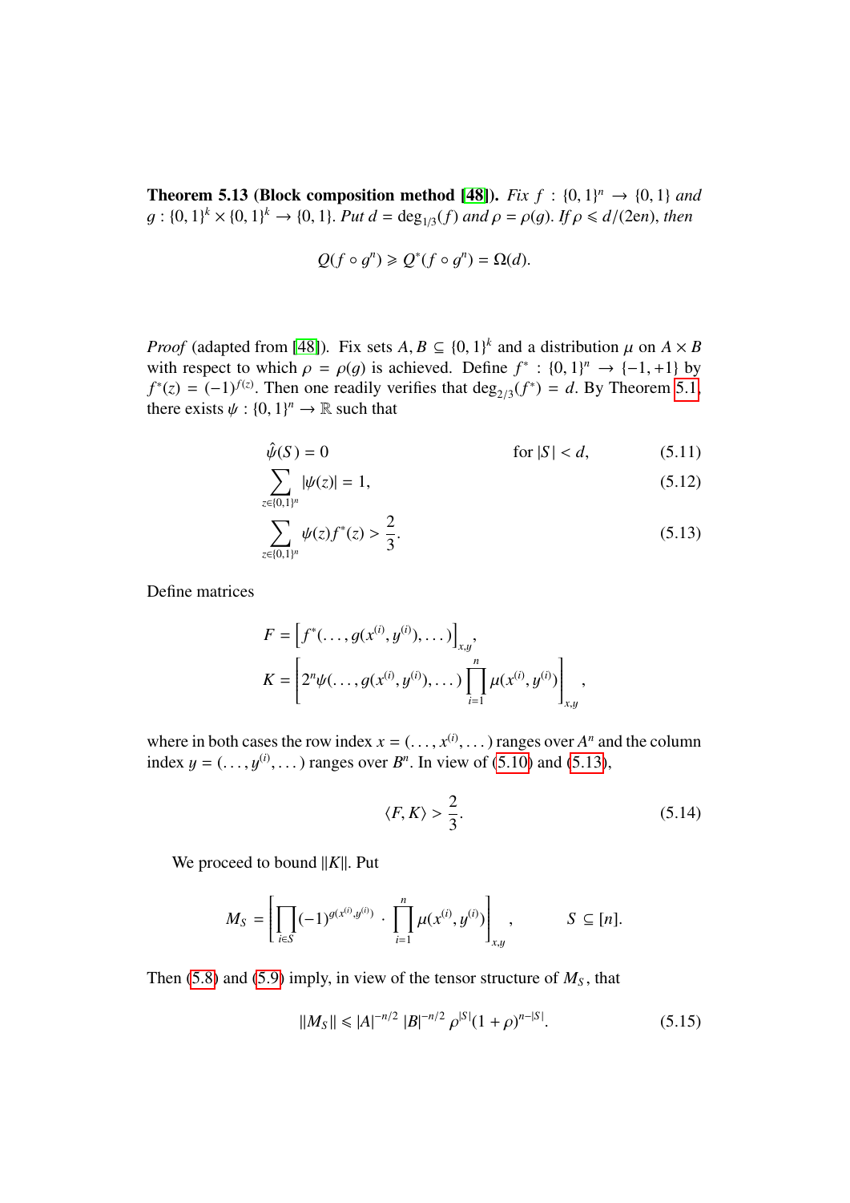**Theorem 5.13 (Block composition method [48]).** *Fix $f : \{0,1\}^n \to \{0,1\}$ and $g : \{0,1\}^k \times \{0,1\}^k \to \{0,1\}$. Put $d = \deg_{1/3}(f)$ and $\rho = \rho(g)$. If $\rho \leqslant d/(2en)$, then*

$$Q(f \circ g^n) \geqslant Q^*(f \circ g^n) = \Omega(d).$$

*Proof* (adapted from [48]). Fix sets $A, B \subseteq \{0,1\}^k$ and a distribution $\mu$ on $A \times B$ with respect to which $\rho = \rho(g)$ is achieved. Define $f^* : \{0,1\}^n \to \{-1,+1\}$ by $f^*(z) = (-1)^{f(z)}$. Then one readily verifies that $\deg_{2/3}(f^*) = d$. By Theorem 5.1, there exists $\psi : \{0,1\}^n \to \mathbb{R}$ such that

$$\hat{\psi}(S) = 0 \qquad \text{for } |S| < d, \tag{5.11}$$

$$\sum_{z \in \{0,1\}^n} |\psi(z)| = 1, \tag{5.12}$$

$$\sum_{z \in \{0,1\}^n} \psi(z) f^*(z) > \frac{2}{3}. \tag{5.13}$$

Define matrices

$$F = \left[ f^*(\ldots, g(x^{(i)}, y^{(i)}), \ldots) \right]_{x,y},$$

$$K = \left[ 2^n \psi(\ldots, g(x^{(i)}, y^{(i)}), \ldots) \prod_{i=1}^{n} \mu(x^{(i)}, y^{(i)}) \right]_{x,y},$$

where in both cases the row index $x = (\ldots, x^{(i)}, \ldots)$ ranges over $A^n$ and the column index $y = (\ldots, y^{(i)}, \ldots)$ ranges over $B^n$. In view of (5.10) and (5.13),

$$\langle F, K \rangle > \frac{2}{3}. \tag{5.14}$$

We proceed to bound $\|K\|$. Put

$$M_S = \left[ \prod_{i \in S} (-1)^{g(x^{(i)}, y^{(i)})} \cdot \prod_{i=1}^{n} \mu(x^{(i)}, y^{(i)}) \right]_{x,y}, \qquad S \subseteq [n].$$

Then (5.8) and (5.9) imply, in view of the tensor structure of $M_S$, that

$$\|M_S\| \leqslant |A|^{-n/2} \, |B|^{-n/2} \, \rho^{|S|} (1 + \rho)^{n - |S|}. \tag{5.15}$$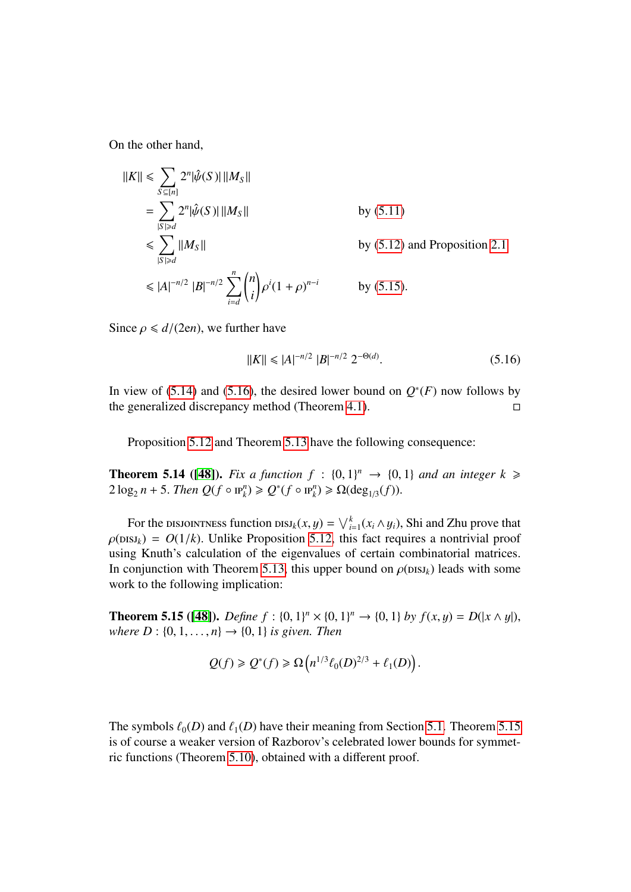On the other hand,

$$
\begin{aligned}
\|K\| &\leqslant \sum_{S\subseteq[n]} 2^n|\hat{\psi}(S)|\,\|M_S\| \\
&= \sum_{|S|\geqslant d} 2^n|\hat{\psi}(S)|\,\|M_S\| && \text{by (5.11)} \\
&\leqslant \sum_{|S|\geqslant d} \|M_S\| && \text{by (5.12) and Proposition 2.1} \\
&\leqslant |A|^{-n/2}\,|B|^{-n/2} \sum_{i=d}^{n} \binom{n}{i} \rho^i (1+\rho)^{n-i} && \text{by (5.15).}
\end{aligned}
$$

Since $\rho \leqslant d/(2en)$, we further have

$$
\|K\| \leqslant |A|^{-n/2}\,|B|^{-n/2}\,2^{-\Theta(d)}. \tag{5.16}
$$

In view of (5.14) and (5.16), the desired lower bound on $Q^*(F)$ now follows by the generalized discrepancy method (Theorem 4.1). ◻

Proposition 5.12 and Theorem 5.13 have the following consequence:

**Theorem 5.14** ([48]). *Fix a function $f : \{0,1\}^n \to \{0,1\}$ and an integer $k \geqslant 2\log_2 n + 5$. Then $Q(f \circ \mathrm{IP}_k^n) \geqslant Q^*(f \circ \mathrm{IP}_k^n) \geqslant \Omega(\deg_{1/3}(f))$.*

For the DISJOINTNESS function $\mathrm{DISJ}_k(x,y) = \bigvee_{i=1}^k (x_i \wedge y_i)$, Shi and Zhu prove that $\rho(\mathrm{DISJ}_k) = O(1/k)$. Unlike Proposition 5.12, this fact requires a nontrivial proof using Knuth's calculation of the eigenvalues of certain combinatorial matrices. In conjunction with Theorem 5.13, this upper bound on $\rho(\mathrm{DISJ}_k)$ leads with some work to the following implication:

**Theorem 5.15** ([48]). *Define $f : \{0,1\}^n \times \{0,1\}^n \to \{0,1\}$ by $f(x,y) = D(|x \wedge y|)$, where $D : \{0,1,\dots,n\} \to \{0,1\}$ is given. Then*

$$
Q(f) \geqslant Q^*(f) \geqslant \Omega\left(n^{1/3}\ell_0(D)^{2/3} + \ell_1(D)\right).
$$

The symbols $\ell_0(D)$ and $\ell_1(D)$ have their meaning from Section 5.1. Theorem 5.15 is of course a weaker version of Razborov's celebrated lower bounds for symmetric functions (Theorem 5.10), obtained with a different proof.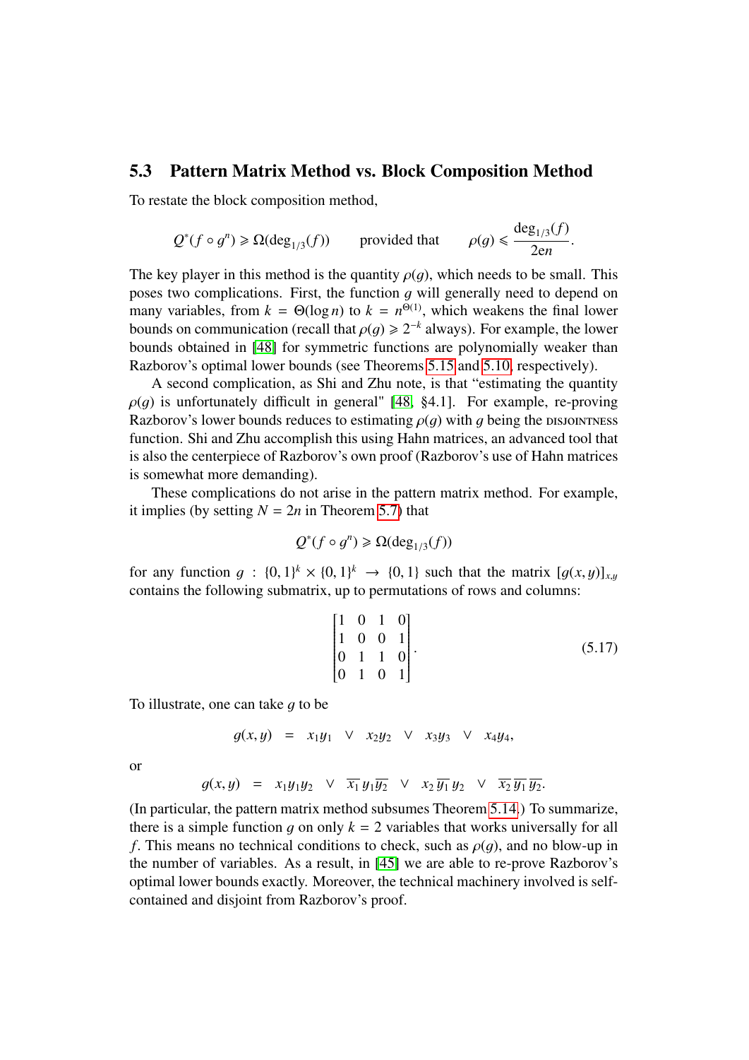## 5.3 Pattern Matrix Method vs. Block Composition Method

To restate the block composition method,

$$Q^*(f \circ g^n) \geqslant \Omega(\deg_{1/3}(f)) \qquad \text{provided that} \qquad \rho(g) \leqslant \frac{\deg_{1/3}(f)}{2en}.$$

The key player in this method is the quantity $\rho(g)$, which needs to be small. This poses two complications. First, the function $g$ will generally need to depend on many variables, from $k = \Theta(\log n)$ to $k = n^{\Theta(1)}$, which weakens the final lower bounds on communication (recall that $\rho(g) \geqslant 2^{-k}$ always). For example, the lower bounds obtained in [48] for symmetric functions are polynomially weaker than Razborov's optimal lower bounds (see Theorems 5.15 and 5.10, respectively).

A second complication, as Shi and Zhu note, is that "estimating the quantity $\rho(g)$ is unfortunately difficult in general" [48, §4.1]. For example, re-proving Razborov's lower bounds reduces to estimating $\rho(g)$ with $g$ being the DISJOINTNESS function. Shi and Zhu accomplish this using Hahn matrices, an advanced tool that is also the centerpiece of Razborov's own proof (Razborov's use of Hahn matrices is somewhat more demanding).

These complications do not arise in the pattern matrix method. For example, it implies (by setting $N = 2n$ in Theorem 5.7) that

$$Q^*(f \circ g^n) \geqslant \Omega(\deg_{1/3}(f))$$

for any function $g : \{0,1\}^k \times \{0,1\}^k \to \{0,1\}$ such that the matrix $[g(x,y)]_{x,y}$ contains the following submatrix, up to permutations of rows and columns:

$$\begin{bmatrix} 1 & 0 & 1 & 0 \\ 1 & 0 & 0 & 1 \\ 0 & 1 & 1 & 0 \\ 0 & 1 & 0 & 1 \end{bmatrix}. \tag{5.17}$$

To illustrate, one can take $g$ to be

$$g(x,y) \quad = \quad x_1y_1 \;\vee\; x_2y_2 \;\vee\; x_3y_3 \;\vee\; x_4y_4,$$

or

$$g(x,y) \quad = \quad x_1y_1y_2 \;\vee\; \overline{x_1}\,y_1\overline{y_2} \;\vee\; x_2\,\overline{y_1}\,y_2 \;\vee\; \overline{x_2}\,\overline{y_1}\,\overline{y_2}.$$

(In particular, the pattern matrix method subsumes Theorem 5.14.) To summarize, there is a simple function $g$ on only $k = 2$ variables that works universally for all $f$. This means no technical conditions to check, such as $\rho(g)$, and no blow-up in the number of variables. As a result, in [45] we are able to re-prove Razborov's optimal lower bounds exactly. Moreover, the technical machinery involved is self-contained and disjoint from Razborov's proof.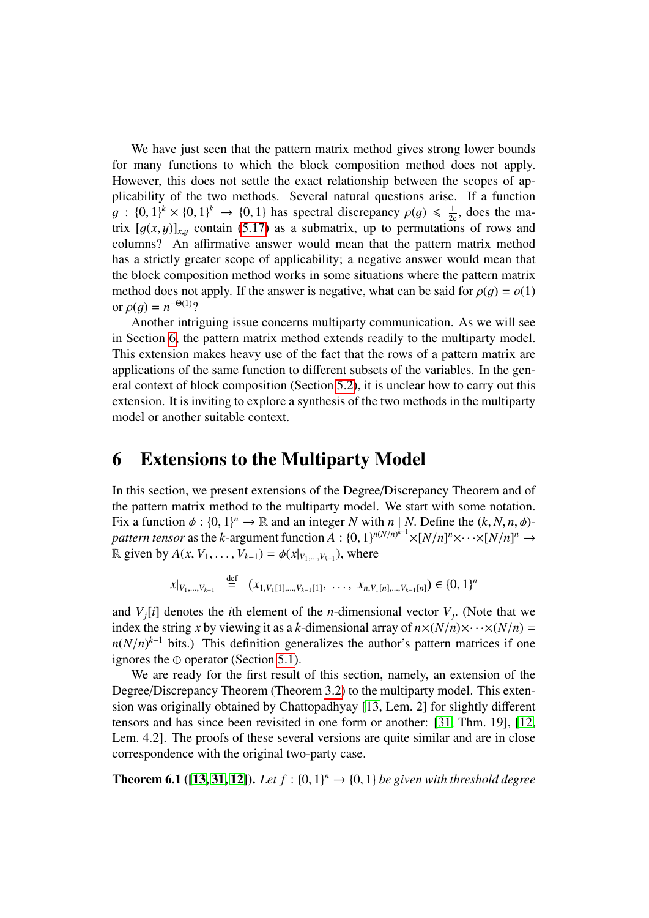We have just seen that the pattern matrix method gives strong lower bounds for many functions to which the block composition method does not apply. However, this does not settle the exact relationship between the scopes of applicability of the two methods. Several natural questions arise. If a function $g : \{0,1\}^k \times \{0,1\}^k \to \{0,1\}$ has spectral discrepancy $\rho(g) \leqslant \frac{1}{2e}$, does the matrix $[g(x,y)]_{x,y}$ contain (5.17) as a submatrix, up to permutations of rows and columns? An affirmative answer would mean that the pattern matrix method has a strictly greater scope of applicability; a negative answer would mean that the block composition method works in some situations where the pattern matrix method does not apply. If the answer is negative, what can be said for $\rho(g) = o(1)$ or $\rho(g) = n^{-\Theta(1)}$?

Another intriguing issue concerns multiparty communication. As we will see in Section 6, the pattern matrix method extends readily to the multiparty model. This extension makes heavy use of the fact that the rows of a pattern matrix are applications of the same function to different subsets of the variables. In the general context of block composition (Section 5.2), it is unclear how to carry out this extension. It is inviting to explore a synthesis of the two methods in the multiparty model or another suitable context.

# 6 Extensions to the Multiparty Model

In this section, we present extensions of the Degree/Discrepancy Theorem and of the pattern matrix method to the multiparty model. We start with some notation. Fix a function $\phi : \{0,1\}^n \to \mathbb{R}$ and an integer $N$ with $n \mid N$. Define the $(k, N, n, \phi)$-*pattern tensor* as the $k$-argument function $A : \{0,1\}^{n(N/n)^{k-1}} \times [N/n]^n \times \cdots \times [N/n]^n \to \mathbb{R}$ given by $A(x, V_1, \ldots, V_{k-1}) = \phi(x|_{V_1,\ldots,V_{k-1}})$, where

$$x|_{V_1,\ldots,V_{k-1}} \stackrel{\text{def}}{=} (x_{1,V_1[1],\ldots,V_{k-1}[1]}, \ \ldots, \ x_{n,V_1[n],\ldots,V_{k-1}[n]}) \in \{0,1\}^n$$

and $V_j[i]$ denotes the $i$th element of the $n$-dimensional vector $V_j$. (Note that we index the string $x$ by viewing it as a $k$-dimensional array of $n \times (N/n) \times \cdots \times (N/n) = n(N/n)^{k-1}$ bits.) This definition generalizes the author's pattern matrices if one ignores the $\oplus$ operator (Section 5.1).

We are ready for the first result of this section, namely, an extension of the Degree/Discrepancy Theorem (Theorem 3.2) to the multiparty model. This extension was originally obtained by Chattopadhyay [13, Lem. 2] for slightly different tensors and has since been revisited in one form or another: [31, Thm. 19], [12, Lem. 4.2]. The proofs of these several versions are quite similar and are in close correspondence with the original two-party case.

**Theorem 6.1 ([13, 31, 12]).** *Let $f : \{0,1\}^n \to \{0,1\}$ be given with threshold degree*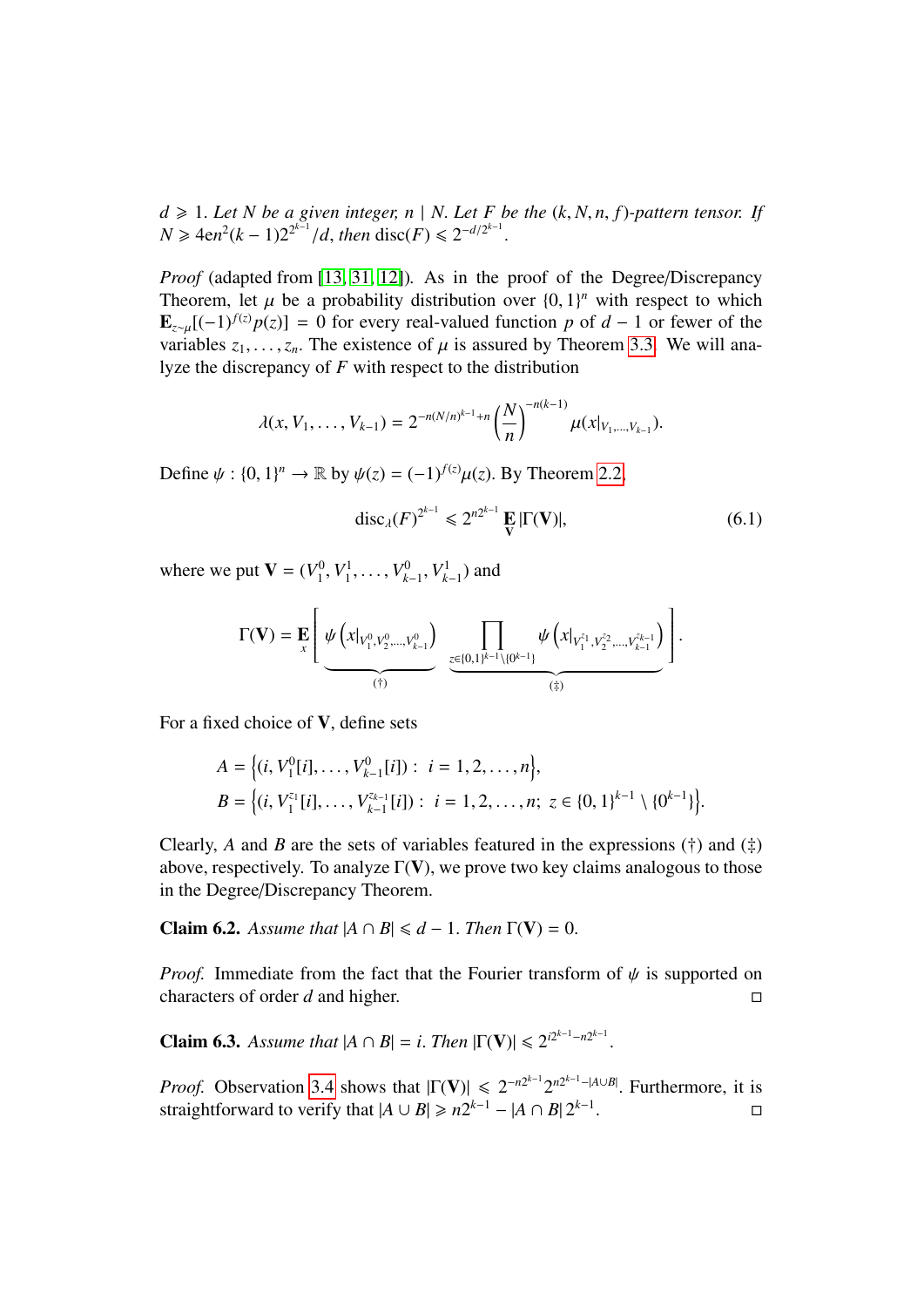$d \geqslant 1$. *Let $N$ be a given integer, $n \mid N$. Let $F$ be the $(k, N, n, f)$-pattern tensor. If $N \geqslant 4en^2(k-1)2^{2^{k-1}}/d$, then* $\operatorname{disc}(F) \leqslant 2^{-d/2^{k-1}}$.

*Proof* (adapted from [13, 31, 12]). As in the proof of the Degree/Discrepancy Theorem, let $\mu$ be a probability distribution over $\{0,1\}^n$ with respect to which $\mathbf{E}_{z\sim\mu}[(-1)^{f(z)}p(z)] = 0$ for every real-valued function $p$ of $d-1$ or fewer of the variables $z_1, \ldots, z_n$. The existence of $\mu$ is assured by Theorem 3.3. We will analyze the discrepancy of $F$ with respect to the distribution

$$\lambda(x, V_1, \ldots, V_{k-1}) = 2^{-n(N/n)^{k-1}+n}\binom{N}{n}^{-n(k-1)}\mu(x|_{V_1,\ldots,V_{k-1}}).$$

Define $\psi : \{0,1\}^n \to \mathbb{R}$ by $\psi(z) = (-1)^{f(z)}\mu(z)$. By Theorem 2.2,

$$\operatorname{disc}_\lambda(F)^{2^{k-1}} \leqslant 2^{n2^{k-1}} \mathop{\mathbf{E}}_{\mathbf{V}} |\Gamma(\mathbf{V})|, \tag{6.1}$$

where we put $\mathbf{V} = (V_1^0, V_1^1, \ldots, V_{k-1}^0, V_{k-1}^1)$ and

$$\Gamma(\mathbf{V}) = \mathop{\mathbf{E}}_x\left[\underbrace{\psi\left(x|_{V_1^0,V_2^0,\ldots,V_{k-1}^0}\right)}_{(\dagger)}\ \underbrace{\prod_{z\in\{0,1\}^{k-1}\setminus\{0^{k-1}\}}\psi\left(x|_{V_1^{z_1},V_2^{z_2},\ldots,V_{k-1}^{z_{k-1}}}\right)}_{(\ddagger)}\right].$$

For a fixed choice of $\mathbf{V}$, define sets

$$A = \left\{(i, V_1^0[i], \ldots, V_{k-1}^0[i]) : i = 1, 2, \ldots, n\right\},$$
$$B = \left\{(i, V_1^{z_1}[i], \ldots, V_{k-1}^{z_{k-1}}[i]) : i = 1, 2, \ldots, n;\ z \in \{0,1\}^{k-1} \setminus \{0^{k-1}\}\right\}.$$

Clearly, $A$ and $B$ are the sets of variables featured in the expressions $(\dagger)$ and $(\ddagger)$ above, respectively. To analyze $\Gamma(\mathbf{V})$, we prove two key claims analogous to those in the Degree/Discrepancy Theorem.

**Claim 6.2.** *Assume that $|A \cap B| \leqslant d-1$. Then $\Gamma(\mathbf{V}) = 0$.*

*Proof.* Immediate from the fact that the Fourier transform of $\psi$ is supported on characters of order $d$ and higher. $\square$

**Claim 6.3.** *Assume that $|A \cap B| = i$. Then $|\Gamma(\mathbf{V})| \leqslant 2^{i2^{k-1}-n2^{k-1}}$.*

*Proof.* Observation 3.4 shows that $|\Gamma(\mathbf{V})| \leqslant 2^{-n2^{k-1}}2^{n2^{k-1}-|A\cup B|}$. Furthermore, it is straightforward to verify that $|A \cup B| \geqslant n2^{k-1} - |A \cap B|\,2^{k-1}$. $\square$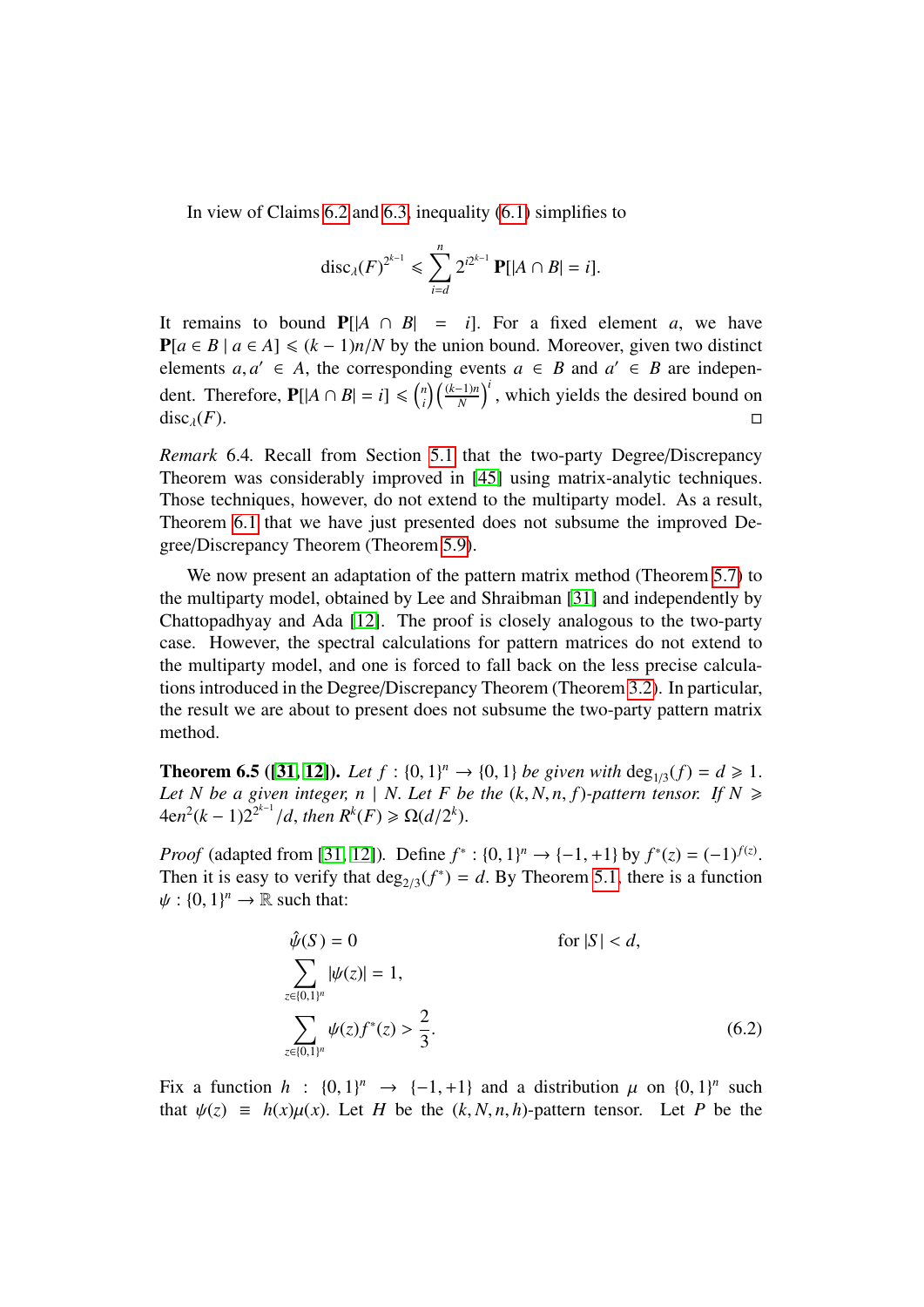In view of Claims 6.2 and 6.3, inequality (6.1) simplifies to

$$\operatorname{disc}_\lambda(F)^{2^{k-1}} \leqslant \sum_{i=d}^{n} 2^{i2^{k-1}}\, \mathbf{P}[|A \cap B| = i].$$

It remains to bound $\mathbf{P}[|A \cap B| = i]$. For a fixed element $a$, we have $\mathbf{P}[a \in B \mid a \in A] \leqslant (k-1)n/N$ by the union bound. Moreover, given two distinct elements $a, a' \in A$, the corresponding events $a \in B$ and $a' \in B$ are independent. Therefore, $\mathbf{P}[|A \cap B| = i] \leqslant \binom{n}{i}\left(\frac{(k-1)n}{N}\right)^i$, which yields the desired bound on $\operatorname{disc}_\lambda(F)$. ◻

*Remark* 6.4. Recall from Section 5.1 that the two-party Degree/Discrepancy Theorem was considerably improved in [45] using matrix-analytic techniques. Those techniques, however, do not extend to the multiparty model. As a result, Theorem 6.1 that we have just presented does not subsume the improved Degree/Discrepancy Theorem (Theorem 5.9).

We now present an adaptation of the pattern matrix method (Theorem 5.7) to the multiparty model, obtained by Lee and Shraibman [31] and independently by Chattopadhyay and Ada [12]. The proof is closely analogous to the two-party case. However, the spectral calculations for pattern matrices do not extend to the multiparty model, and one is forced to fall back on the less precise calculations introduced in the Degree/Discrepancy Theorem (Theorem 3.2). In particular, the result we are about to present does not subsume the two-party pattern matrix method.

**Theorem 6.5 ([31, 12]).** *Let $f : \{0,1\}^n \to \{0,1\}$ be given with $\deg_{1/3}(f) = d \geqslant 1$. Let $N$ be a given integer, $n \mid N$. Let $F$ be the $(k, N, n, f)$-pattern tensor. If $N \geqslant 4en^2(k-1)2^{2^{k-1}}/d$, then $R^k(F) \geqslant \Omega(d/2^k)$.*

*Proof* (adapted from [31, 12]). Define $f^* : \{0,1\}^n \to \{-1,+1\}$ by $f^*(z) = (-1)^{f(z)}$. Then it is easy to verify that $\deg_{2/3}(f^*) = d$. By Theorem 5.1, there is a function $\psi : \{0,1\}^n \to \mathbb{R}$ such that:

$$\begin{aligned}
&\hat\psi(S) = 0 && \text{for } |S| < d,\\
&\sum_{z \in \{0,1\}^n} |\psi(z)| = 1, &&\\
&\sum_{z \in \{0,1\}^n} \psi(z) f^*(z) > \frac{2}{3}. && (6.2)
\end{aligned}$$

Fix a function $h : \{0,1\}^n \to \{-1,+1\}$ and a distribution $\mu$ on $\{0,1\}^n$ such that $\psi(z) \equiv h(x)\mu(x)$. Let $H$ be the $(k, N, n, h)$-pattern tensor. Let $P$ be the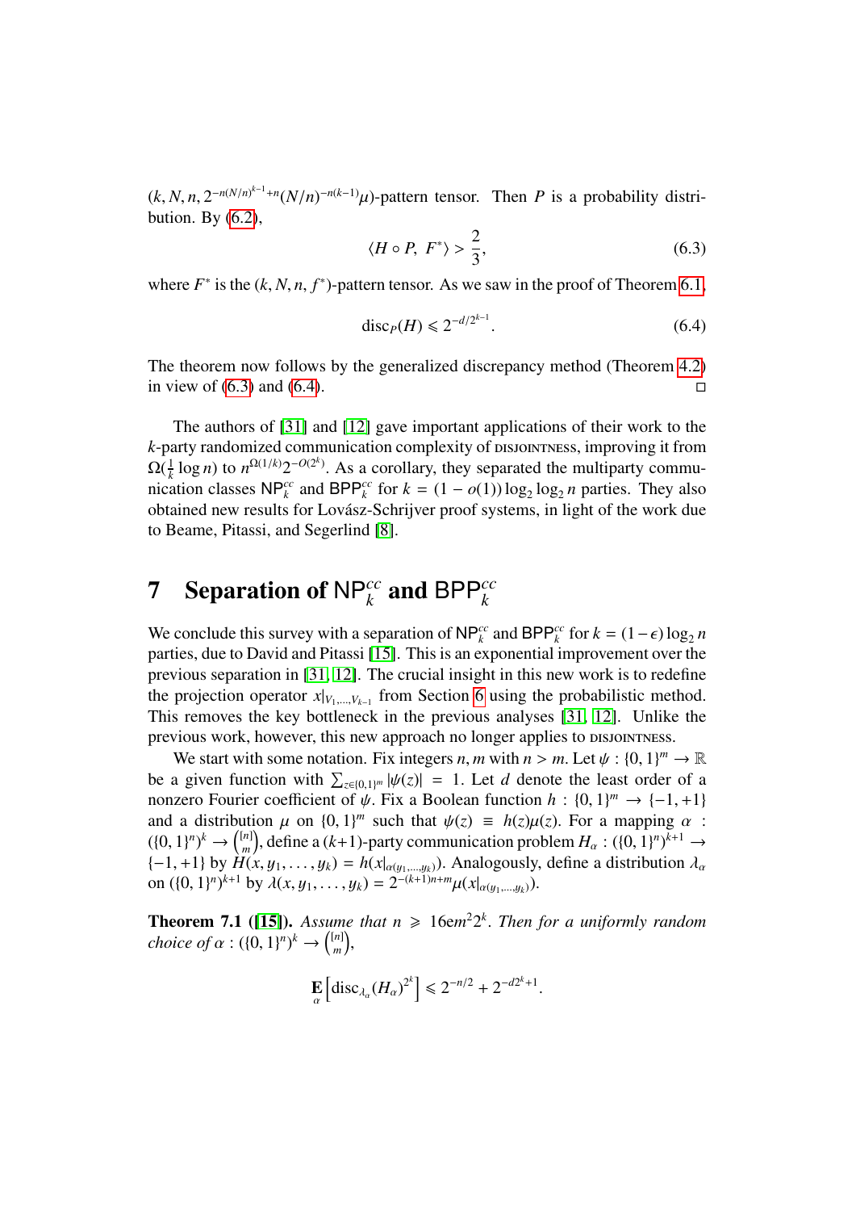$(k, N, n, 2^{-n(N/n)^{k-1}+n}(N/n)^{-n(k-1)}\mu)$-pattern tensor. Then $P$ is a probability distribution. By (6.2),

$$\langle H \circ P,\ F^* \rangle > \frac{2}{3}, \tag{6.3}$$

where $F^*$ is the $(k, N, n, f^*)$-pattern tensor. As we saw in the proof of Theorem 6.1,

$$\operatorname{disc}_P(H) \leqslant 2^{-d/2^{k-1}}. \tag{6.4}$$

The theorem now follows by the generalized discrepancy method (Theorem 4.2) in view of (6.3) and (6.4). ◻

The authors of [31] and [12] gave important applications of their work to the $k$-party randomized communication complexity of DISJOINTNESS, improving it from $\Omega(\frac{1}{k}\log n)$ to $n^{\Omega(1/k)}2^{-O(2^k)}$. As a corollary, they separated the multiparty communication classes $\mathsf{NP}_k^{cc}$ and $\mathsf{BPP}_k^{cc}$ for $k = (1 - o(1))\log_2\log_2 n$ parties. They also obtained new results for Lovász-Schrijver proof systems, in light of the work due to Beame, Pitassi, and Segerlind [8].

# 7 Separation of $\mathsf{NP}_k^{cc}$ and $\mathsf{BPP}_k^{cc}$

We conclude this survey with a separation of $\mathsf{NP}_k^{cc}$ and $\mathsf{BPP}_k^{cc}$ for $k = (1-\epsilon)\log_2 n$ parties, due to David and Pitassi [15]. This is an exponential improvement over the previous separation in [31, 12]. The crucial insight in this new work is to redefine the projection operator $x|_{V_1,\ldots,V_{k-1}}$ from Section 6 using the probabilistic method. This removes the key bottleneck in the previous analyses [31, 12]. Unlike the previous work, however, this new approach no longer applies to DISJOINTNESS.

We start with some notation. Fix integers $n, m$ with $n > m$. Let $\psi : \{0,1\}^m \to \mathbb{R}$ be a given function with $\sum_{z\in\{0,1\}^m} |\psi(z)| = 1$. Let $d$ denote the least order of a nonzero Fourier coefficient of $\psi$. Fix a Boolean function $h : \{0,1\}^m \to \{-1,+1\}$ and a distribution $\mu$ on $\{0,1\}^m$ such that $\psi(z) \equiv h(z)\mu(z)$. For a mapping $\alpha : (\{0,1\}^n)^k \to \binom{[n]}{m}$, define a $(k+1)$-party communication problem $H_\alpha : (\{0,1\}^n)^{k+1} \to \{-1,+1\}$ by $H(x, y_1, \ldots, y_k) = h(x|_{\alpha(y_1,\ldots,y_k)})$. Analogously, define a distribution $\lambda_\alpha$ on $(\{0,1\}^n)^{k+1}$ by $\lambda(x, y_1, \ldots, y_k) = 2^{-(k+1)n+m}\mu(x|_{\alpha(y_1,\ldots,y_k)})$.

**Theorem 7.1** ([15]). *Assume that $n \geqslant 16em^2 2^k$. Then for a uniformly random choice of $\alpha : (\{0,1\}^n)^k \to \binom{[n]}{m}$,*

$$\mathop{\mathbf{E}}_{\alpha}\left[\operatorname{disc}_{\lambda_\alpha}(H_\alpha)^{2^k}\right] \leqslant 2^{-n/2} + 2^{-d2^k+1}.$$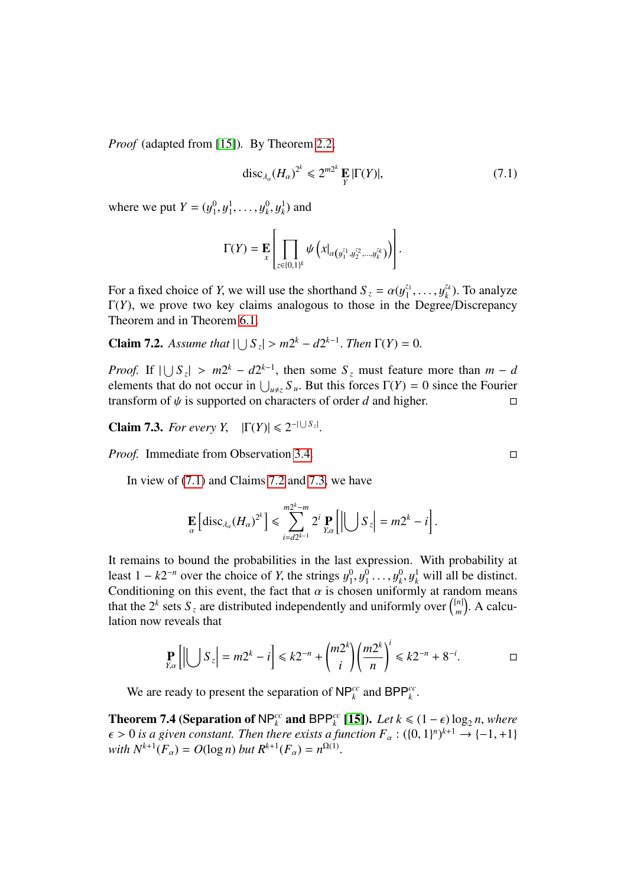*Proof* (adapted from [15]). By Theorem 2.2,

$$\operatorname{disc}_{\lambda_\alpha}(H_\alpha)^{2^k} \leqslant 2^{m2^k} \mathop{\mathbf{E}}_{Y} |\Gamma(Y)|, \tag{7.1}$$

where we put $Y = (y_1^0, y_1^1, \ldots, y_k^0, y_k^1)$ and

$$\Gamma(Y) = \mathop{\mathbf{E}}_{x}\left[\prod_{z \in \{0,1\}^k} \psi\left(x|_{\alpha(y_1^{z_1}, y_2^{z_2}, \ldots, y_k^{z_k})}\right)\right].$$

For a fixed choice of $Y$, we will use the shorthand $S_z = \alpha(y_1^{z_1}, \ldots, y_k^{z_k})$. To analyze $\Gamma(Y)$, we prove two key claims analogous to those in the Degree/Discrepancy Theorem and in Theorem 6.1.

**Claim 7.2.** *Assume that* $|\bigcup S_z| > m2^k - d2^{k-1}$. *Then* $\Gamma(Y) = 0$.

*Proof.* If $|\bigcup S_z| > m2^k - d2^{k-1}$, then some $S_z$ must feature more than $m - d$ elements that do not occur in $\bigcup_{u \neq z} S_u$. But this forces $\Gamma(Y) = 0$ since the Fourier transform of $\psi$ is supported on characters of order $d$ and higher. ◻

**Claim 7.3.** *For every* $Y$, $\quad |\Gamma(Y)| \leqslant 2^{-|\bigcup S_z|}$.

*Proof.* Immediate from Observation 3.4. ◻

In view of (7.1) and Claims 7.2 and 7.3, we have

$$\mathop{\mathbf{E}}_{\alpha}\left[\operatorname{disc}_{\lambda_\alpha}(H_\alpha)^{2^k}\right] \leqslant \sum_{i=d2^{k-1}}^{m2^k - m} 2^i \mathop{\mathbf{P}}_{Y,\alpha}\left[\left|\bigcup S_z\right| = m2^k - i\right].$$

It remains to bound the probabilities in the last expression. With probability at least $1 - k2^{-n}$ over the choice of $Y$, the strings $y_1^0, y_1^0 \ldots, y_k^0, y_k^1$ will all be distinct. Conditioning on this event, the fact that $\alpha$ is chosen uniformly at random means that the $2^k$ sets $S_z$ are distributed independently and uniformly over $\binom{[n]}{m}$. A calculation now reveals that

$$\mathop{\mathbf{P}}_{Y,\alpha}\left[\left|\bigcup S_z\right| = m2^k - i\right] \leqslant k2^{-n} + \binom{m2^k}{i}\left(\frac{m2^k}{n}\right)^i \leqslant k2^{-n} + 8^{-i}. \qquad ◻$$

We are ready to present the separation of $\mathsf{NP}_k^{cc}$ and $\mathsf{BPP}_k^{cc}$.

**Theorem 7.4 (Separation of $\mathsf{NP}_k^{cc}$ and $\mathsf{BPP}_k^{cc}$ [15]).** *Let $k \leqslant (1-\epsilon)\log_2 n$, where $\epsilon > 0$ is a given constant. Then there exists a function $F_\alpha : (\{0,1\}^n)^{k+1} \to \{-1,+1\}$ with $N^{k+1}(F_\alpha) = O(\log n)$ but $R^{k+1}(F_\alpha) = n^{\Omega(1)}$.*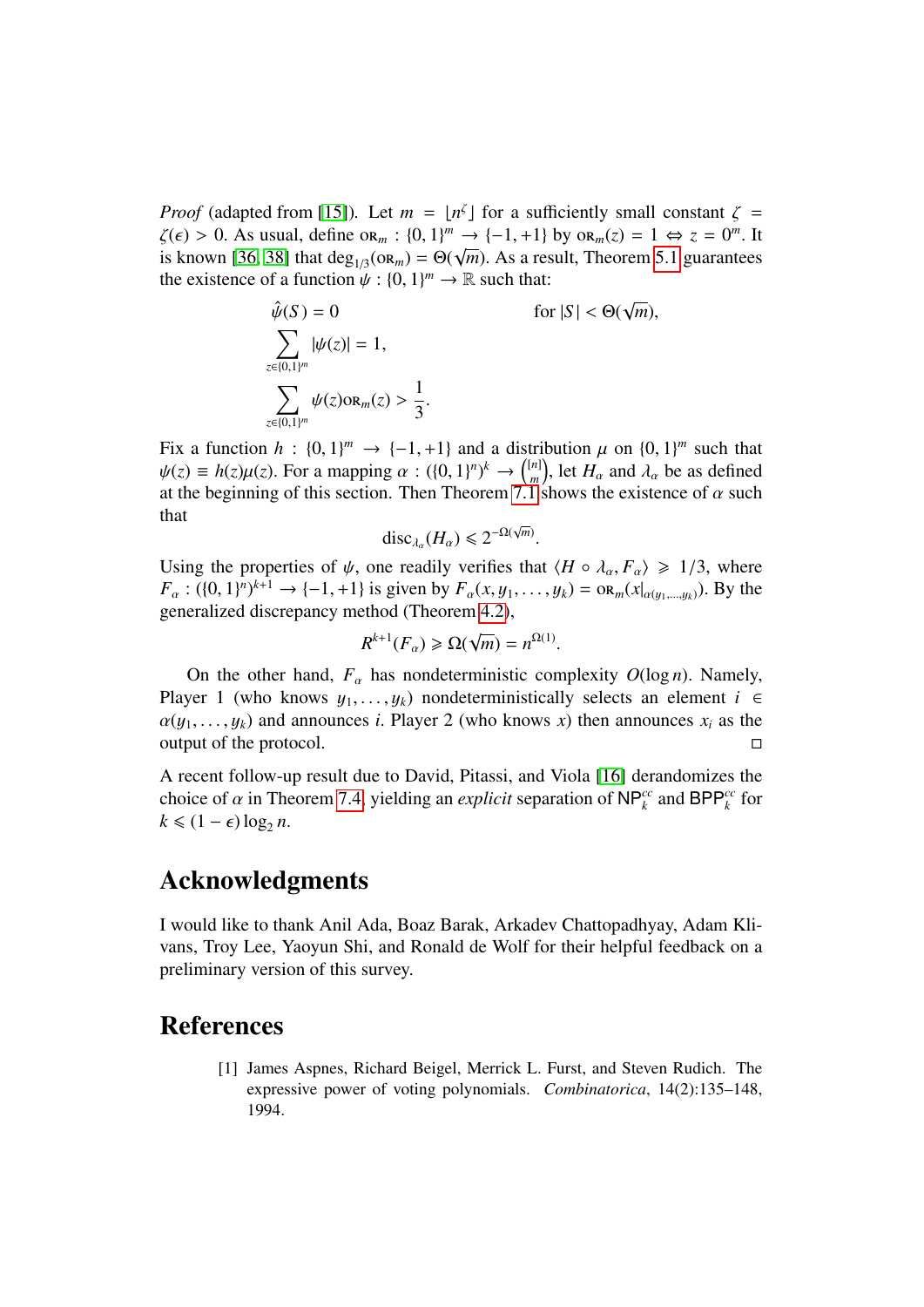*Proof* (adapted from [15]). Let $m = \lfloor n^{\zeta} \rfloor$ for a sufficiently small constant $\zeta = \zeta(\epsilon) > 0$. As usual, define $\text{OR}_m : \{0,1\}^m \to \{-1,+1\}$ by $\text{OR}_m(z) = 1 \Leftrightarrow z = 0^m$. It is known [36, 38] that $\deg_{1/3}(\text{OR}_m) = \Theta(\sqrt{m})$. As a result, Theorem 5.1 guarantees the existence of a function $\psi : \{0,1\}^m \to \mathbb{R}$ such that:

$$
\begin{aligned}
&\hat{\psi}(S) = 0 && \text{for } |S| < \Theta(\sqrt{m}),\\
&\sum_{z \in \{0,1\}^m} |\psi(z)| = 1, &&\\
&\sum_{z \in \{0,1\}^m} \psi(z)\text{OR}_m(z) > \frac{1}{3}. &&
\end{aligned}
$$

Fix a function $h : \{0,1\}^m \to \{-1,+1\}$ and a distribution $\mu$ on $\{0,1\}^m$ such that $\psi(z) \equiv h(z)\mu(z)$. For a mapping $\alpha : (\{0,1\}^n)^k \to \binom{[n]}{m}$, let $H_\alpha$ and $\lambda_\alpha$ be as defined at the beginning of this section. Then Theorem 7.1 shows the existence of $\alpha$ such that

$$
\text{disc}_{\lambda_\alpha}(H_\alpha) \leqslant 2^{-\Omega(\sqrt{m})}.
$$

Using the properties of $\psi$, one readily verifies that $\langle H \circ \lambda_\alpha, F_\alpha \rangle \geqslant 1/3$, where $F_\alpha : (\{0,1\}^n)^{k+1} \to \{-1,+1\}$ is given by $F_\alpha(x, y_1, \ldots, y_k) = \text{OR}_m(x|_{\alpha(y_1,\ldots,y_k)})$. By the generalized discrepancy method (Theorem 4.2),

$$
R^{k+1}(F_\alpha) \geqslant \Omega(\sqrt{m}) = n^{\Omega(1)}.
$$

On the other hand, $F_\alpha$ has nondeterministic complexity $O(\log n)$. Namely, Player 1 (who knows $y_1, \ldots, y_k$) nondeterministically selects an element $i \in \alpha(y_1, \ldots, y_k)$ and announces $i$. Player 2 (who knows $x$) then announces $x_i$ as the output of the protocol. ◻

A recent follow-up result due to David, Pitassi, and Viola [16] derandomizes the choice of $\alpha$ in Theorem 7.4, yielding an *explicit* separation of $\mathsf{NP}_k^{cc}$ and $\mathsf{BPP}_k^{cc}$ for $k \leqslant (1-\epsilon)\log_2 n$.

# Acknowledgments

I would like to thank Anil Ada, Boaz Barak, Arkadev Chattopadhyay, Adam Klivans, Troy Lee, Yaoyun Shi, and Ronald de Wolf for their helpful feedback on a preliminary version of this survey.

# References

[1] James Aspnes, Richard Beigel, Merrick L. Furst, and Steven Rudich. The expressive power of voting polynomials. *Combinatorica*, 14(2):135–148, 1994.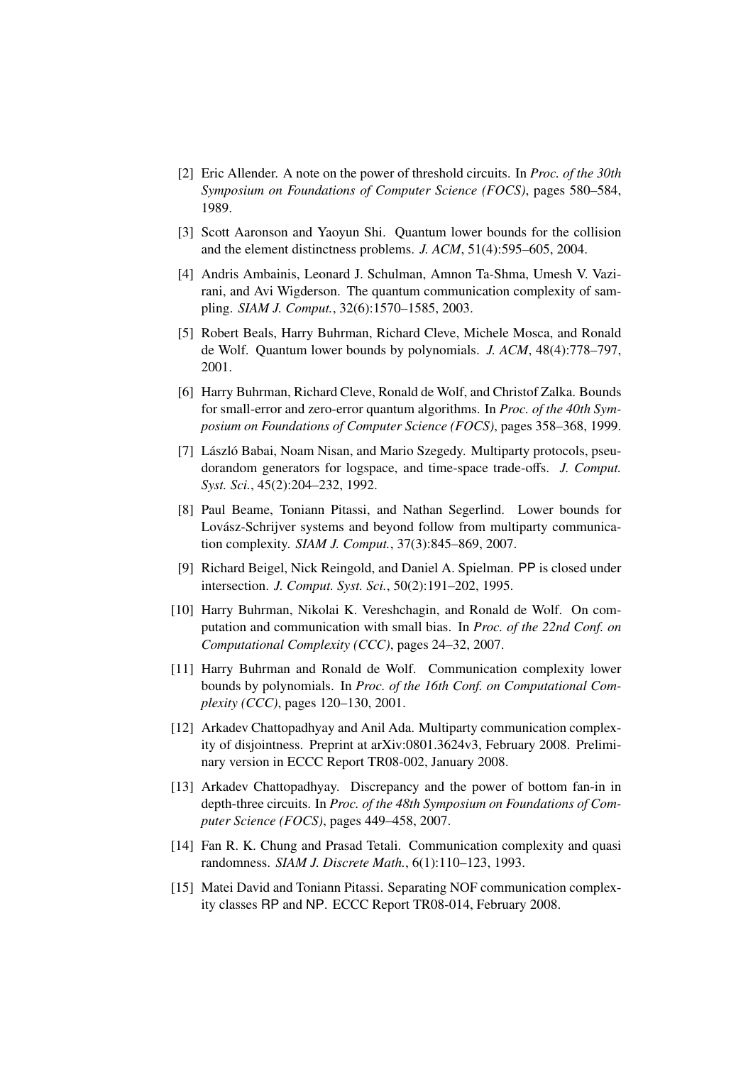[2] Eric Allender. A note on the power of threshold circuits. In *Proc. of the 30th Symposium on Foundations of Computer Science (FOCS)*, pages 580–584, 1989.

[3] Scott Aaronson and Yaoyun Shi. Quantum lower bounds for the collision and the element distinctness problems. *J. ACM*, 51(4):595–605, 2004.

[4] Andris Ambainis, Leonard J. Schulman, Amnon Ta-Shma, Umesh V. Vazirani, and Avi Wigderson. The quantum communication complexity of sampling. *SIAM J. Comput.*, 32(6):1570–1585, 2003.

[5] Robert Beals, Harry Buhrman, Richard Cleve, Michele Mosca, and Ronald de Wolf. Quantum lower bounds by polynomials. *J. ACM*, 48(4):778–797, 2001.

[6] Harry Buhrman, Richard Cleve, Ronald de Wolf, and Christof Zalka. Bounds for small-error and zero-error quantum algorithms. In *Proc. of the 40th Symposium on Foundations of Computer Science (FOCS)*, pages 358–368, 1999.

[7] László Babai, Noam Nisan, and Mario Szegedy. Multiparty protocols, pseudorandom generators for logspace, and time-space trade-offs. *J. Comput. Syst. Sci.*, 45(2):204–232, 1992.

[8] Paul Beame, Toniann Pitassi, and Nathan Segerlind. Lower bounds for Lovász-Schrijver systems and beyond follow from multiparty communication complexity. *SIAM J. Comput.*, 37(3):845–869, 2007.

[9] Richard Beigel, Nick Reingold, and Daniel A. Spielman. PP is closed under intersection. *J. Comput. Syst. Sci.*, 50(2):191–202, 1995.

[10] Harry Buhrman, Nikolai K. Vereshchagin, and Ronald de Wolf. On computation and communication with small bias. In *Proc. of the 22nd Conf. on Computational Complexity (CCC)*, pages 24–32, 2007.

[11] Harry Buhrman and Ronald de Wolf. Communication complexity lower bounds by polynomials. In *Proc. of the 16th Conf. on Computational Complexity (CCC)*, pages 120–130, 2001.

[12] Arkadev Chattopadhyay and Anil Ada. Multiparty communication complexity of disjointness. Preprint at arXiv:0801.3624v3, February 2008. Preliminary version in ECCC Report TR08-002, January 2008.

[13] Arkadev Chattopadhyay. Discrepancy and the power of bottom fan-in in depth-three circuits. In *Proc. of the 48th Symposium on Foundations of Computer Science (FOCS)*, pages 449–458, 2007.

[14] Fan R. K. Chung and Prasad Tetali. Communication complexity and quasi randomness. *SIAM J. Discrete Math.*, 6(1):110–123, 1993.

[15] Matei David and Toniann Pitassi. Separating NOF communication complexity classes RP and NP. ECCC Report TR08-014, February 2008.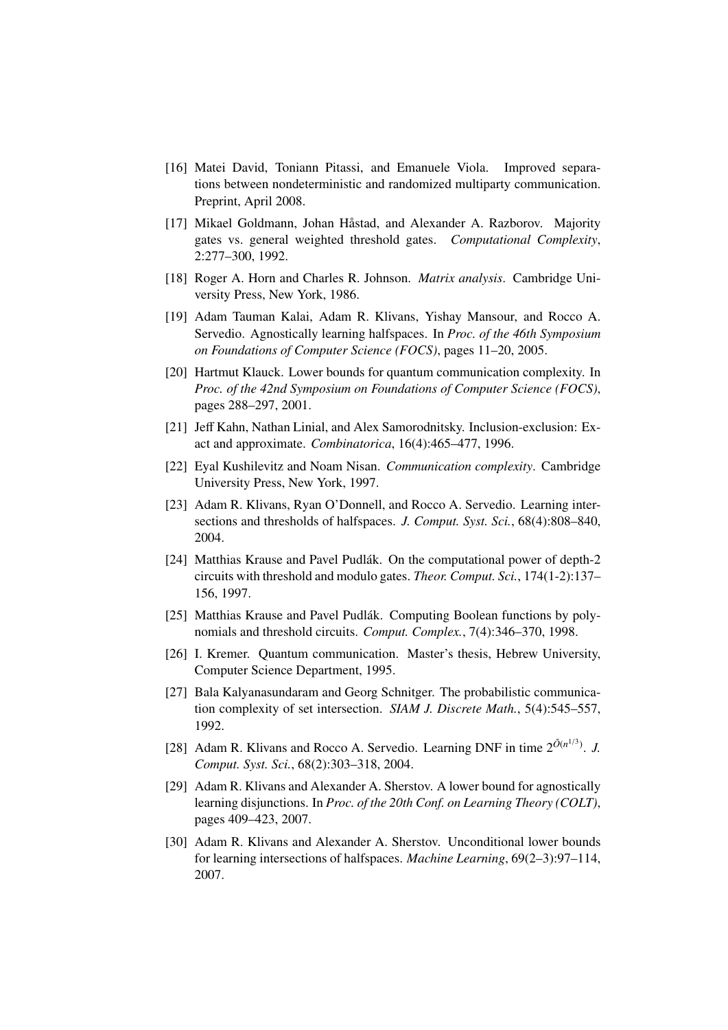[16] Matei David, Toniann Pitassi, and Emanuele Viola. Improved separations between nondeterministic and randomized multiparty communication. Preprint, April 2008.

[17] Mikael Goldmann, Johan Håstad, and Alexander A. Razborov. Majority gates vs. general weighted threshold gates. *Computational Complexity*, 2:277–300, 1992.

[18] Roger A. Horn and Charles R. Johnson. *Matrix analysis*. Cambridge University Press, New York, 1986.

[19] Adam Tauman Kalai, Adam R. Klivans, Yishay Mansour, and Rocco A. Servedio. Agnostically learning halfspaces. In *Proc. of the 46th Symposium on Foundations of Computer Science (FOCS)*, pages 11–20, 2005.

[20] Hartmut Klauck. Lower bounds for quantum communication complexity. In *Proc. of the 42nd Symposium on Foundations of Computer Science (FOCS)*, pages 288–297, 2001.

[21] Jeff Kahn, Nathan Linial, and Alex Samorodnitsky. Inclusion-exclusion: Exact and approximate. *Combinatorica*, 16(4):465–477, 1996.

[22] Eyal Kushilevitz and Noam Nisan. *Communication complexity*. Cambridge University Press, New York, 1997.

[23] Adam R. Klivans, Ryan O'Donnell, and Rocco A. Servedio. Learning intersections and thresholds of halfspaces. *J. Comput. Syst. Sci.*, 68(4):808–840, 2004.

[24] Matthias Krause and Pavel Pudlák. On the computational power of depth-2 circuits with threshold and modulo gates. *Theor. Comput. Sci.*, 174(1-2):137–156, 1997.

[25] Matthias Krause and Pavel Pudlák. Computing Boolean functions by polynomials and threshold circuits. *Comput. Complex.*, 7(4):346–370, 1998.

[26] I. Kremer. Quantum communication. Master's thesis, Hebrew University, Computer Science Department, 1995.

[27] Bala Kalyanasundaram and Georg Schnitger. The probabilistic communication complexity of set intersection. *SIAM J. Discrete Math.*, 5(4):545–557, 1992.

[28] Adam R. Klivans and Rocco A. Servedio. Learning DNF in time $2^{\tilde{O}(n^{1/3})}$. *J. Comput. Syst. Sci.*, 68(2):303–318, 2004.

[29] Adam R. Klivans and Alexander A. Sherstov. A lower bound for agnostically learning disjunctions. In *Proc. of the 20th Conf. on Learning Theory (COLT)*, pages 409–423, 2007.

[30] Adam R. Klivans and Alexander A. Sherstov. Unconditional lower bounds for learning intersections of halfspaces. *Machine Learning*, 69(2–3):97–114, 2007.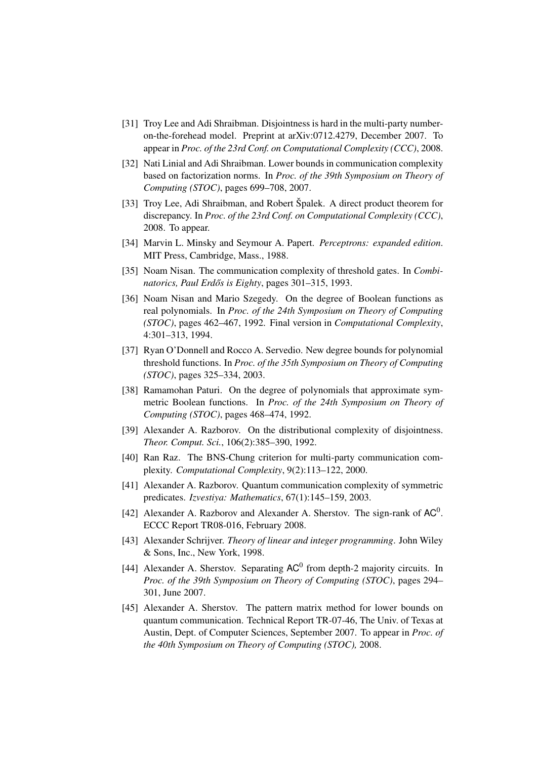[31] Troy Lee and Adi Shraibman. Disjointness is hard in the multi-party number-on-the-forehead model. Preprint at arXiv:0712.4279, December 2007. To appear in *Proc. of the 23rd Conf. on Computational Complexity (CCC)*, 2008.

[32] Nati Linial and Adi Shraibman. Lower bounds in communication complexity based on factorization norms. In *Proc. of the 39th Symposium on Theory of Computing (STOC)*, pages 699–708, 2007.

[33] Troy Lee, Adi Shraibman, and Robert Špalek. A direct product theorem for discrepancy. In *Proc. of the 23rd Conf. on Computational Complexity (CCC)*, 2008. To appear.

[34] Marvin L. Minsky and Seymour A. Papert. *Perceptrons: expanded edition*. MIT Press, Cambridge, Mass., 1988.

[35] Noam Nisan. The communication complexity of threshold gates. In *Combinatorics, Paul Erdős is Eighty*, pages 301–315, 1993.

[36] Noam Nisan and Mario Szegedy. On the degree of Boolean functions as real polynomials. In *Proc. of the 24th Symposium on Theory of Computing (STOC)*, pages 462–467, 1992. Final version in *Computational Complexity*, 4:301–313, 1994.

[37] Ryan O'Donnell and Rocco A. Servedio. New degree bounds for polynomial threshold functions. In *Proc. of the 35th Symposium on Theory of Computing (STOC)*, pages 325–334, 2003.

[38] Ramamohan Paturi. On the degree of polynomials that approximate symmetric Boolean functions. In *Proc. of the 24th Symposium on Theory of Computing (STOC)*, pages 468–474, 1992.

[39] Alexander A. Razborov. On the distributional complexity of disjointness. *Theor. Comput. Sci.*, 106(2):385–390, 1992.

[40] Ran Raz. The BNS-Chung criterion for multi-party communication complexity. *Computational Complexity*, 9(2):113–122, 2000.

[41] Alexander A. Razborov. Quantum communication complexity of symmetric predicates. *Izvestiya: Mathematics*, 67(1):145–159, 2003.

[42] Alexander A. Razborov and Alexander A. Sherstov. The sign-rank of $\mathsf{AC}^0$. ECCC Report TR08-016, February 2008.

[43] Alexander Schrijver. *Theory of linear and integer programming*. John Wiley & Sons, Inc., New York, 1998.

[44] Alexander A. Sherstov. Separating $\mathsf{AC}^0$ from depth-2 majority circuits. In *Proc. of the 39th Symposium on Theory of Computing (STOC)*, pages 294–301, June 2007.

[45] Alexander A. Sherstov. The pattern matrix method for lower bounds on quantum communication. Technical Report TR-07-46, The Univ. of Texas at Austin, Dept. of Computer Sciences, September 2007. To appear in *Proc. of the 40th Symposium on Theory of Computing (STOC),* 2008.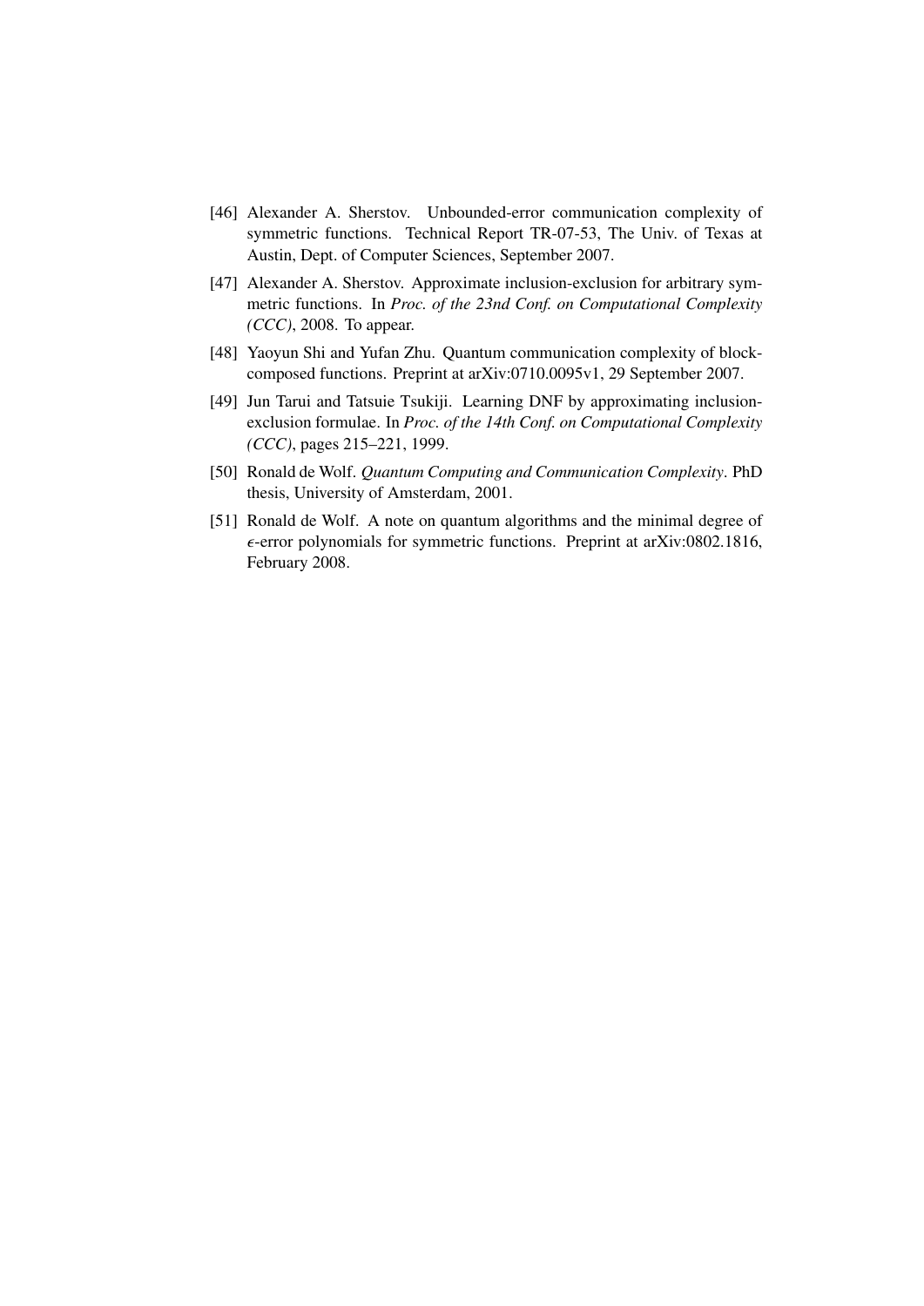[46] Alexander A. Sherstov. Unbounded-error communication complexity of symmetric functions. Technical Report TR-07-53, The Univ. of Texas at Austin, Dept. of Computer Sciences, September 2007.

[47] Alexander A. Sherstov. Approximate inclusion-exclusion for arbitrary symmetric functions. In *Proc. of the 23nd Conf. on Computational Complexity (CCC)*, 2008. To appear.

[48] Yaoyun Shi and Yufan Zhu. Quantum communication complexity of block-composed functions. Preprint at arXiv:0710.0095v1, 29 September 2007.

[49] Jun Tarui and Tatsuie Tsukiji. Learning DNF by approximating inclusion-exclusion formulae. In *Proc. of the 14th Conf. on Computational Complexity (CCC)*, pages 215–221, 1999.

[50] Ronald de Wolf. *Quantum Computing and Communication Complexity*. PhD thesis, University of Amsterdam, 2001.

[51] Ronald de Wolf. A note on quantum algorithms and the minimal degree of $\epsilon$-error polynomials for symmetric functions. Preprint at arXiv:0802.1816, February 2008.